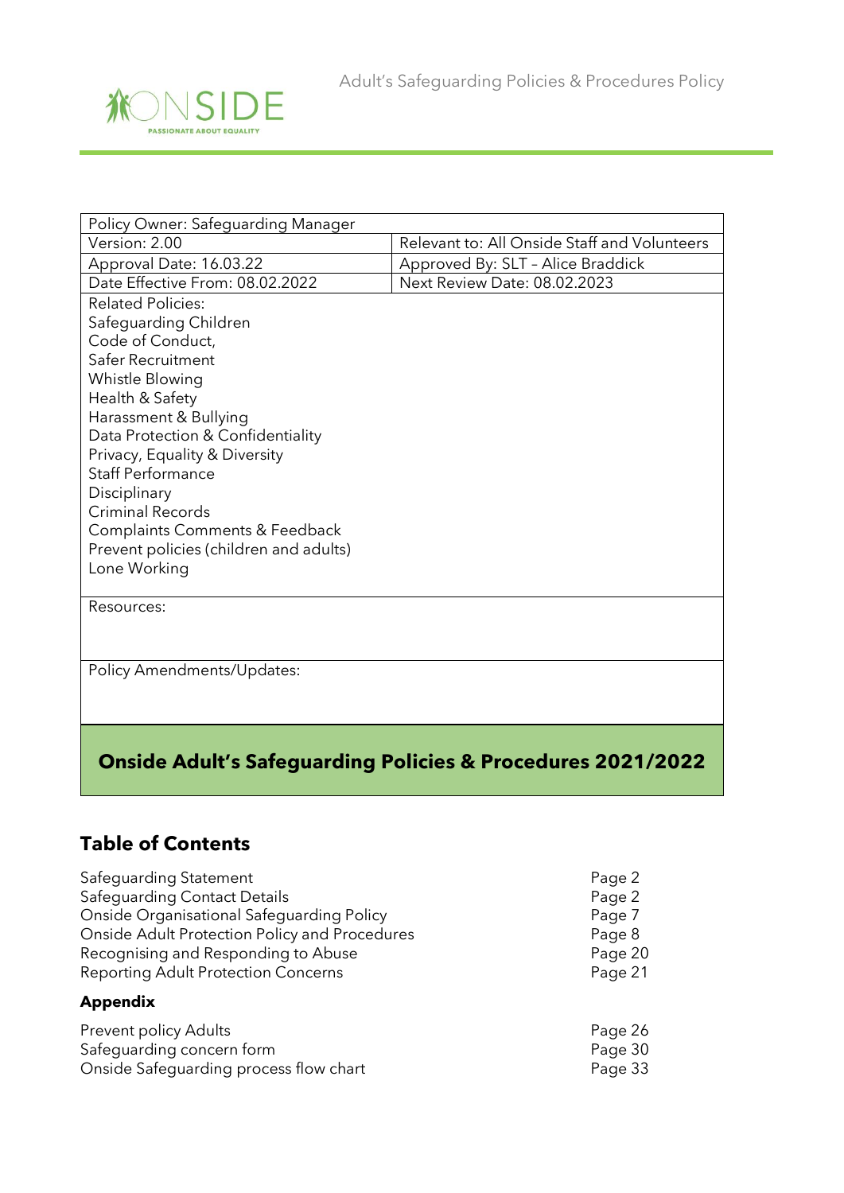ONSIDE
PASSIONATE ABOUT EQUALITY

Adult's Safeguarding Policies & Procedures Policy

| Policy Owner: Safeguarding Manager | |
|---|---|
| Version: 2.00 | Relevant to: All Onside Staff and Volunteers |
| Approval Date: 16.03.22 | Approved By: SLT – Alice Braddick |
| Date Effective From: 08.02.2022 | Next Review Date: 08.02.2023 |
| Related Policies:<br>Safeguarding Children<br>Code of Conduct,<br>Safer Recruitment<br>Whistle Blowing<br>Health & Safety<br>Harassment & Bullying<br>Data Protection & Confidentiality<br>Privacy, Equality & Diversity<br>Staff Performance<br>Disciplinary<br>Criminal Records<br>Complaints Comments & Feedback<br>Prevent policies (children and adults)<br>Lone Working | |
| Resources: | |
| Policy Amendments/Updates: | |

# Onside Adult's Safeguarding Policies & Procedures 2021/2022

## Table of Contents

| | |
|---|---|
| Safeguarding Statement | Page 2 |
| Safeguarding Contact Details | Page 2 |
| Onside Organisational Safeguarding Policy | Page 7 |
| Onside Adult Protection Policy and Procedures | Page 8 |
| Recognising and Responding to Abuse | Page 20 |
| Reporting Adult Protection Concerns | Page 21 |

### Appendix

| | |
|---|---|
| Prevent policy Adults | Page 26 |
| Safeguarding concern form | Page 30 |
| Onside Safeguarding process flow chart | Page 33 |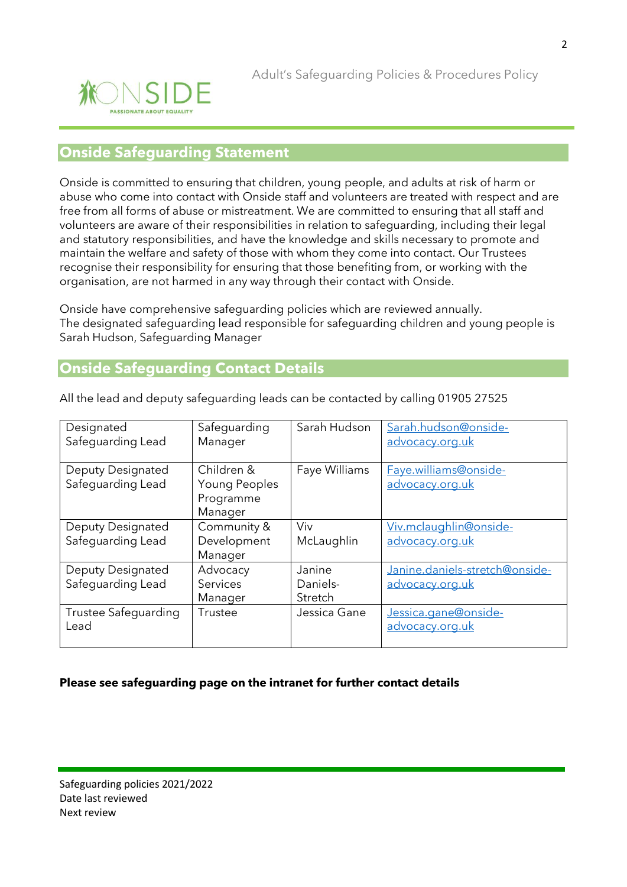## Onside Safeguarding Statement

Onside is committed to ensuring that children, young people, and adults at risk of harm or abuse who come into contact with Onside staff and volunteers are treated with respect and are free from all forms of abuse or mistreatment. We are committed to ensuring that all staff and volunteers are aware of their responsibilities in relation to safeguarding, including their legal and statutory responsibilities, and have the knowledge and skills necessary to promote and maintain the welfare and safety of those with whom they come into contact. Our Trustees recognise their responsibility for ensuring that those benefiting from, or working with the organisation, are not harmed in any way through their contact with Onside.

Onside have comprehensive safeguarding policies which are reviewed annually.
The designated safeguarding lead responsible for safeguarding children and young people is Sarah Hudson, Safeguarding Manager

## Onside Safeguarding Contact Details

All the lead and deputy safeguarding leads can be contacted by calling 01905 27525

| Designated Safeguarding Lead | Safeguarding Manager | Sarah Hudson | Sarah.hudson@onside-advocacy.org.uk |
|---|---|---|---|
| Deputy Designated Safeguarding Lead | Children & Young Peoples Programme Manager | Faye Williams | Faye.williams@onside-advocacy.org.uk |
| Deputy Designated Safeguarding Lead | Community & Development Manager | Viv McLaughlin | Viv.mclaughlin@onside-advocacy.org.uk |
| Deputy Designated Safeguarding Lead | Advocacy Services Manager | Janine Daniels-Stretch | Janine.daniels-stretch@onside-advocacy.org.uk |
| Trustee Safeguarding Lead | Trustee | Jessica Gane | Jessica.gane@onside-advocacy.org.uk |

**Please see safeguarding page on the intranet for further contact details**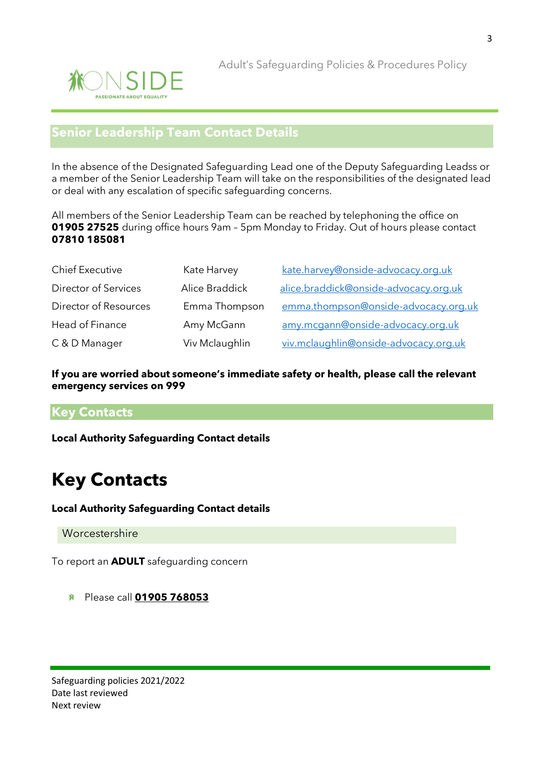## Senior Leadership Team Contact Details

In the absence of the Designated Safeguarding Lead one of the Deputy Safeguarding Leadss or a member of the Senior Leadership Team will take on the responsibilities of the designated lead or deal with any escalation of specific safeguarding concerns.

All members of the Senior Leadership Team can be reached by telephoning the office on **01905 27525** during office hours 9am – 5pm Monday to Friday. Out of hours please contact **07810 185081**

| | | |
|---|---|---|
| Chief Executive | Kate Harvey | kate.harvey@onside-advocacy.org.uk |
| Director of Services | Alice Braddick | alice.braddick@onside-advocacy.org.uk |
| Director of Resources | Emma Thompson | emma.thompson@onside-advocacy.org.uk |
| Head of Finance | Amy McGann | amy.mcgann@onside-advocacy.org.uk |
| C & D Manager | Viv Mclaughlin | viv.mclaughlin@onside-advocacy.org.uk |

**If you are worried about someone's immediate safety or health, please call the relevant emergency services on 999**

## Key Contacts

**Local Authority Safeguarding Contact details**

# Key Contacts

**Local Authority Safeguarding Contact details**

Worcestershire

To report an **ADULT** safeguarding concern

- Please call **01905 768053**

Safeguarding policies 2021/2022
Date last reviewed
Next review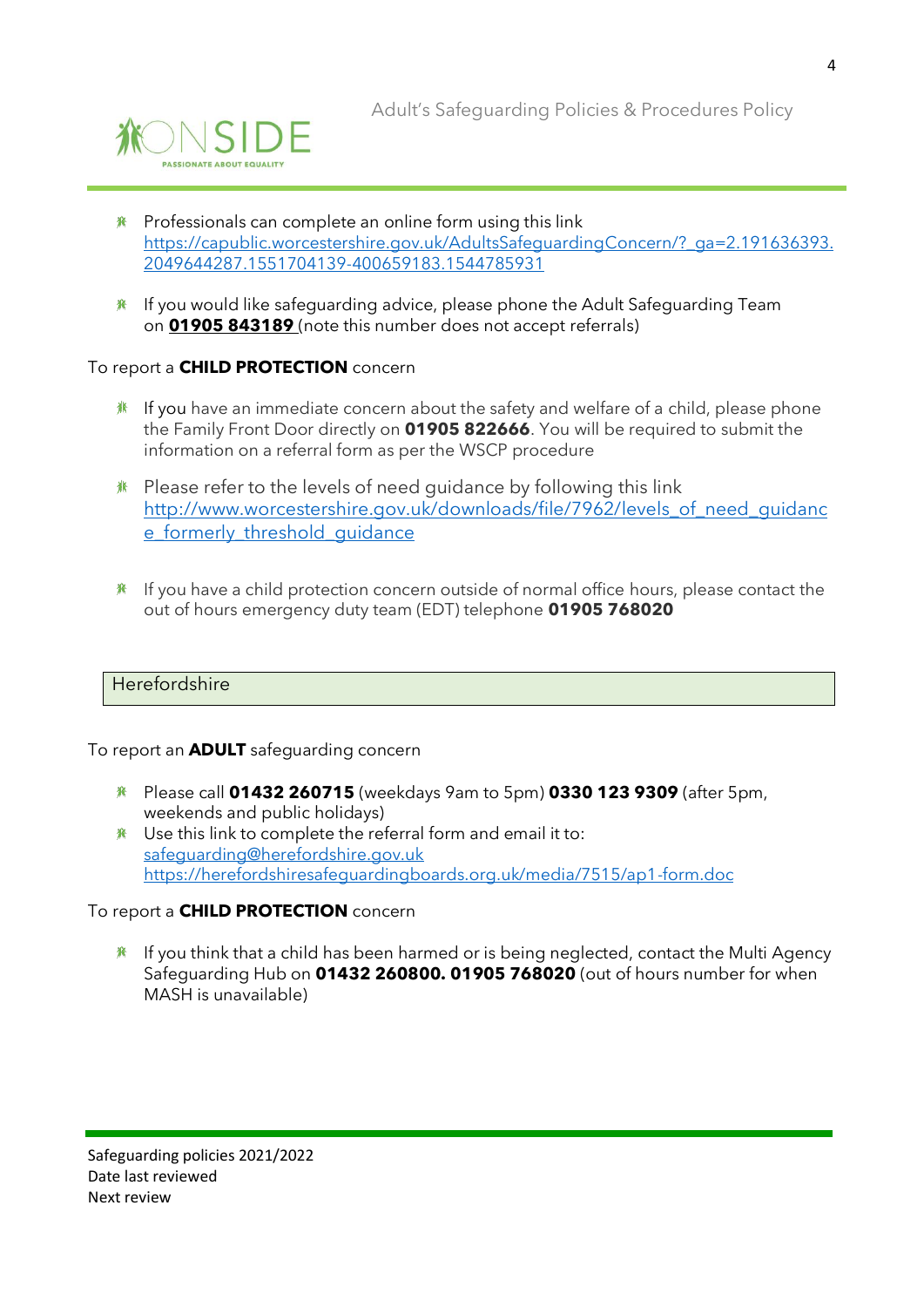- Professionals can complete an online form using this link https://capublic.worcestershire.gov.uk/AdultsSafeguardingConcern/?_ga=2.191636393.2049644287.1551704139-400659183.1544785931

- If you would like safeguarding advice, please phone the Adult Safeguarding Team on **01905 843189** (note this number does not accept referrals)

To report a **CHILD PROTECTION** concern

- If you have an immediate concern about the safety and welfare of a child, please phone the Family Front Door directly on **01905 822666**. You will be required to submit the information on a referral form as per the WSCP procedure

- Please refer to the levels of need guidance by following this link http://www.worcestershire.gov.uk/downloads/file/7962/levels_of_need_guidance_formerly_threshold_guidance

- If you have a child protection concern outside of normal office hours, please contact the out of hours emergency duty team (EDT) telephone **01905 768020**

## Herefordshire

To report an **ADULT** safeguarding concern

- Please call **01432 260715** (weekdays 9am to 5pm) **0330 123 9309** (after 5pm, weekends and public holidays)
- Use this link to complete the referral form and email it to: safeguarding@herefordshire.gov.uk https://herefordshiresafeguardingboards.org.uk/media/7515/ap1-form.doc

To report a **CHILD PROTECTION** concern

- If you think that a child has been harmed or is being neglected, contact the Multi Agency Safeguarding Hub on **01432 260800. 01905 768020** (out of hours number for when MASH is unavailable)

Safeguarding policies 2021/2022
Date last reviewed
Next review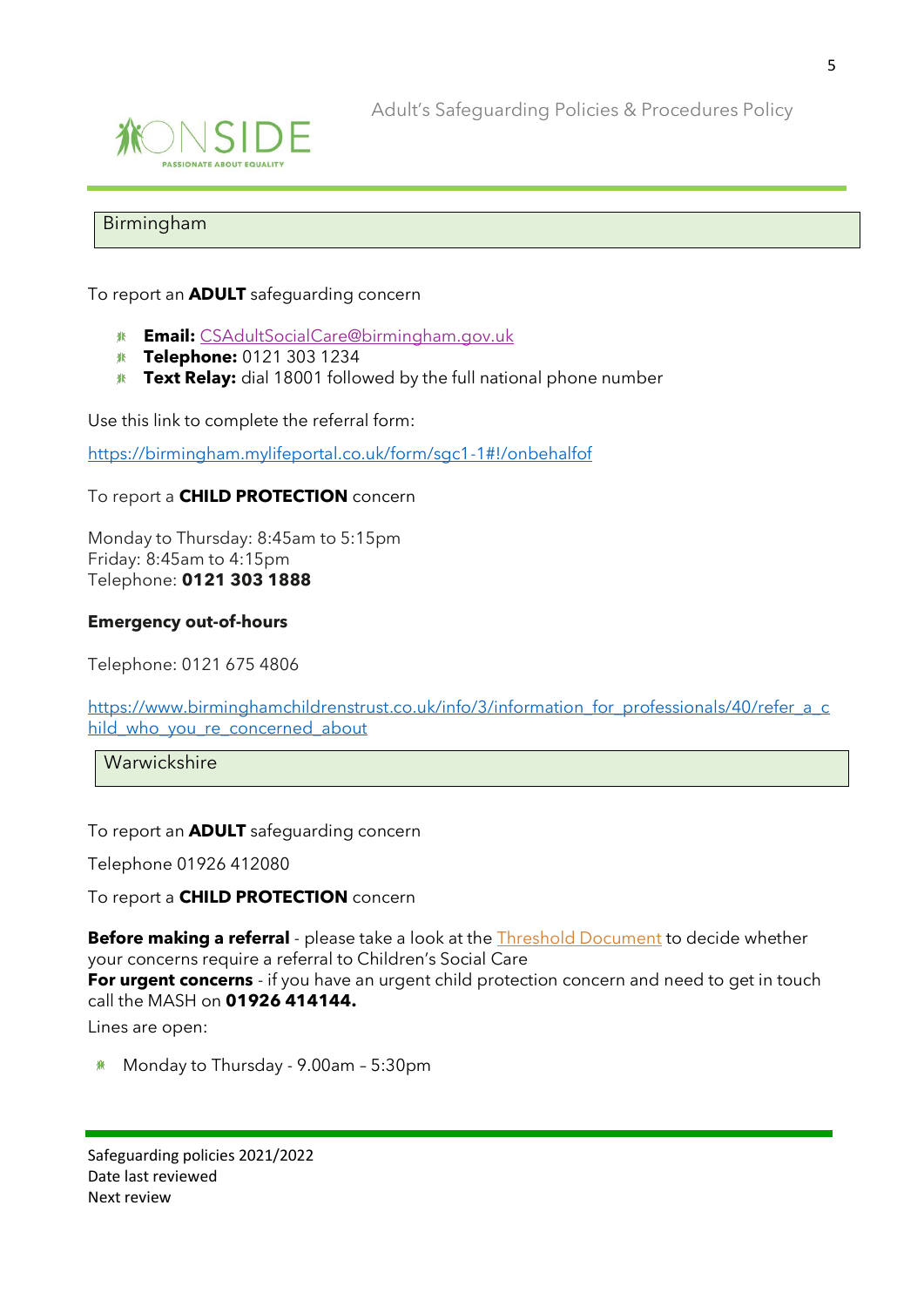## Birmingham

To report an **ADULT** safeguarding concern

- **Email:** [CSAdultSocialCare@birmingham.gov.uk](mailto:CSAdultSocialCare@birmingham.gov.uk)
- **Telephone:** 0121 303 1234
- **Text Relay:** dial 18001 followed by the full national phone number

Use this link to complete the referral form:

https://birmingham.mylifeportal.co.uk/form/sgc1-1#!/onbehalfof

To report a **CHILD PROTECTION** concern

Monday to Thursday: 8:45am to 5:15pm
Friday: 8:45am to 4:15pm
Telephone: **0121 303 1888**

**Emergency out-of-hours**

Telephone: 0121 675 4806

https://www.birminghamchildrenstrust.co.uk/info/3/information_for_professionals/40/refer_a_child_who_you_re_concerned_about

## Warwickshire

To report an **ADULT** safeguarding concern

Telephone 01926 412080

To report a **CHILD PROTECTION** concern

**Before making a referral** - please take a look at the Threshold Document to decide whether your concerns require a referral to Children's Social Care
**For urgent concerns** - if you have an urgent child protection concern and need to get in touch call the MASH on **01926 414144.**

Lines are open:

- Monday to Thursday - 9.00am – 5:30pm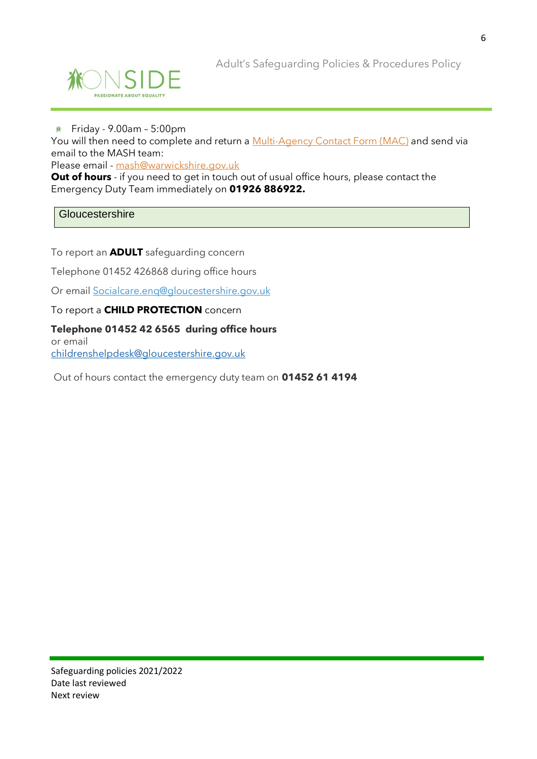- Friday - 9.00am – 5:00pm

You will then need to complete and return a Multi-Agency Contact Form (MAC) and send via email to the MASH team:

Please email - mash@warwickshire.gov.uk

**Out of hours** - if you need to get in touch out of usual office hours, please contact the Emergency Duty Team immediately on **01926 886922.**

## Gloucestershire

To report an **ADULT** safeguarding concern

Telephone 01452 426868 during office hours

Or email Socialcare.enq@gloucestershire.gov.uk

To report a **CHILD PROTECTION** concern

**Telephone 01452 42 6565 during office hours**
or email
childrenshelpdesk@gloucestershire.gov.uk

Out of hours contact the emergency duty team on **01452 61 4194**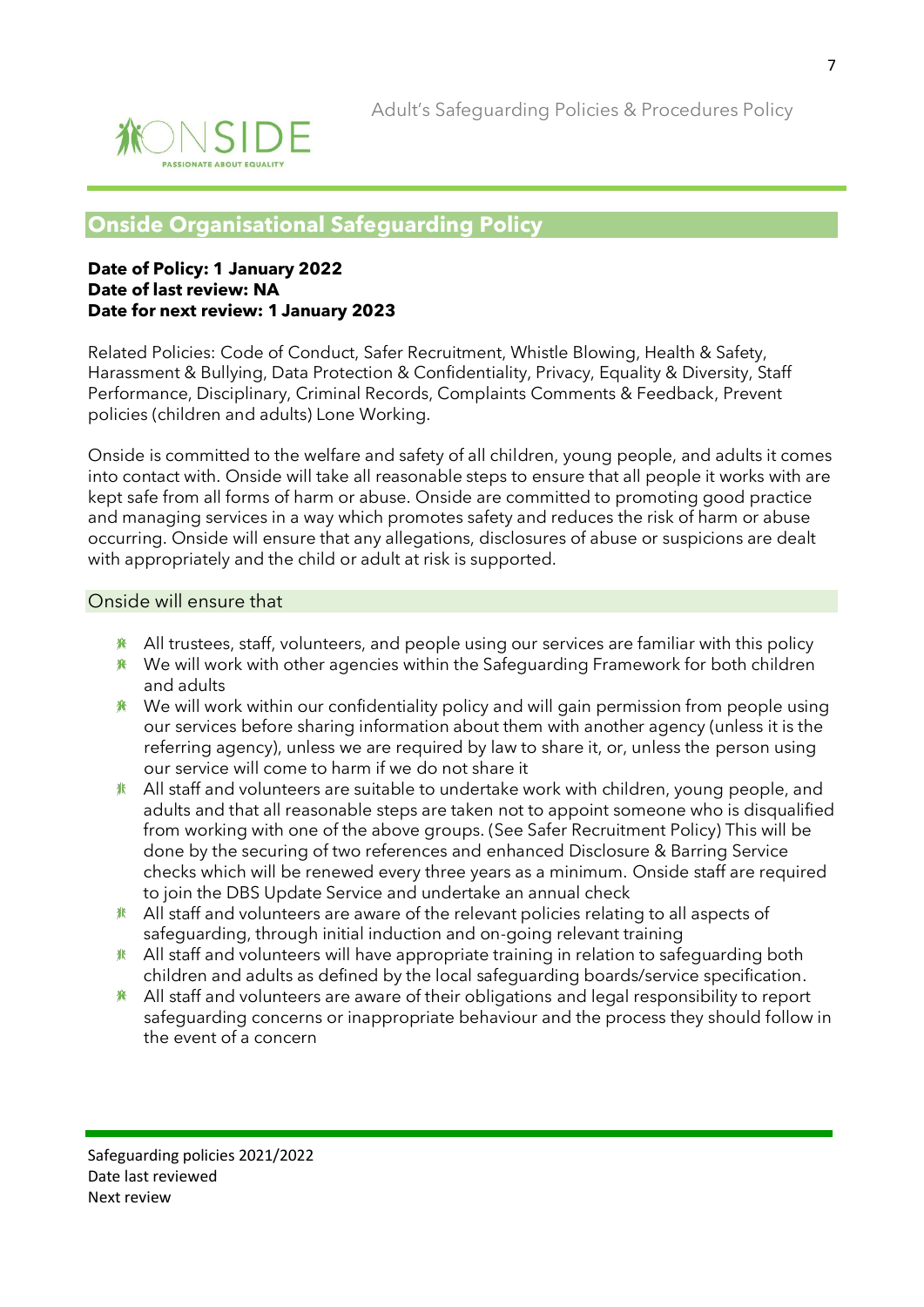## Onside Organisational Safeguarding Policy

**Date of Policy: 1 January 2022**
**Date of last review: NA**
**Date for next review: 1 January 2023**

Related Policies: Code of Conduct, Safer Recruitment, Whistle Blowing, Health & Safety, Harassment & Bullying, Data Protection & Confidentiality, Privacy, Equality & Diversity, Staff Performance, Disciplinary, Criminal Records, Complaints Comments & Feedback, Prevent policies (children and adults) Lone Working.

Onside is committed to the welfare and safety of all children, young people, and adults it comes into contact with. Onside will take all reasonable steps to ensure that all people it works with are kept safe from all forms of harm or abuse. Onside are committed to promoting good practice and managing services in a way which promotes safety and reduces the risk of harm or abuse occurring. Onside will ensure that any allegations, disclosures of abuse or suspicions are dealt with appropriately and the child or adult at risk is supported.

### Onside will ensure that

- All trustees, staff, volunteers, and people using our services are familiar with this policy
- We will work with other agencies within the Safeguarding Framework for both children and adults
- We will work within our confidentiality policy and will gain permission from people using our services before sharing information about them with another agency (unless it is the referring agency), unless we are required by law to share it, or, unless the person using our service will come to harm if we do not share it
- All staff and volunteers are suitable to undertake work with children, young people, and adults and that all reasonable steps are taken not to appoint someone who is disqualified from working with one of the above groups. (See Safer Recruitment Policy) This will be done by the securing of two references and enhanced Disclosure & Barring Service checks which will be renewed every three years as a minimum. Onside staff are required to join the DBS Update Service and undertake an annual check
- All staff and volunteers are aware of the relevant policies relating to all aspects of safeguarding, through initial induction and on-going relevant training
- All staff and volunteers will have appropriate training in relation to safeguarding both children and adults as defined by the local safeguarding boards/service specification.
- All staff and volunteers are aware of their obligations and legal responsibility to report safeguarding concerns or inappropriate behaviour and the process they should follow in the event of a concern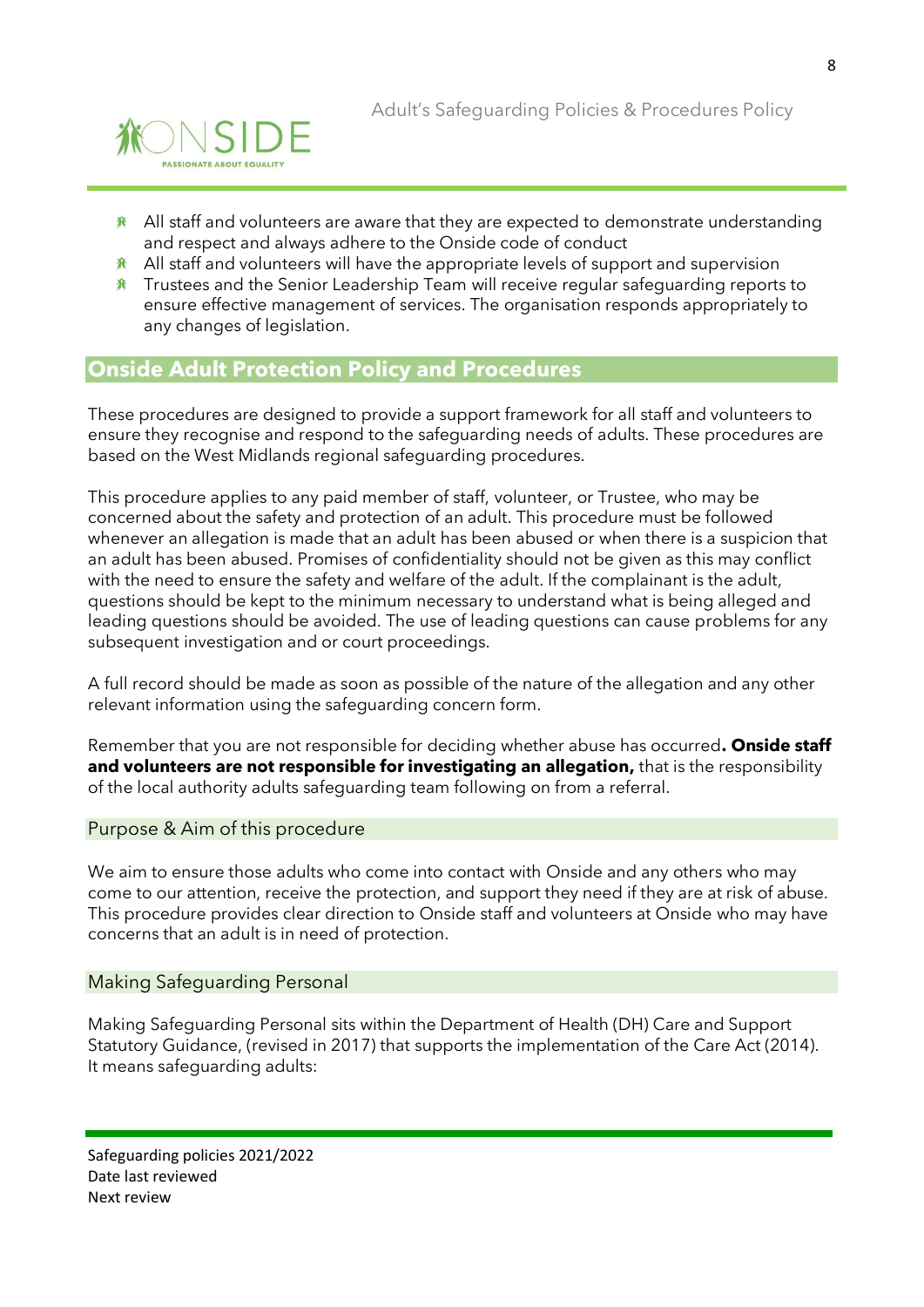- All staff and volunteers are aware that they are expected to demonstrate understanding and respect and always adhere to the Onside code of conduct
- All staff and volunteers will have the appropriate levels of support and supervision
- Trustees and the Senior Leadership Team will receive regular safeguarding reports to ensure effective management of services. The organisation responds appropriately to any changes of legislation.

## Onside Adult Protection Policy and Procedures

These procedures are designed to provide a support framework for all staff and volunteers to ensure they recognise and respond to the safeguarding needs of adults. These procedures are based on the West Midlands regional safeguarding procedures.

This procedure applies to any paid member of staff, volunteer, or Trustee, who may be concerned about the safety and protection of an adult. This procedure must be followed whenever an allegation is made that an adult has been abused or when there is a suspicion that an adult has been abused. Promises of confidentiality should not be given as this may conflict with the need to ensure the safety and welfare of the adult. If the complainant is the adult, questions should be kept to the minimum necessary to understand what is being alleged and leading questions should be avoided. The use of leading questions can cause problems for any subsequent investigation and or court proceedings.

A full record should be made as soon as possible of the nature of the allegation and any other relevant information using the safeguarding concern form.

Remember that you are not responsible for deciding whether abuse has occurred**. Onside staff and volunteers are not responsible for investigating an allegation,** that is the responsibility of the local authority adults safeguarding team following on from a referral.

### Purpose & Aim of this procedure

We aim to ensure those adults who come into contact with Onside and any others who may come to our attention, receive the protection, and support they need if they are at risk of abuse. This procedure provides clear direction to Onside staff and volunteers at Onside who may have concerns that an adult is in need of protection.

### Making Safeguarding Personal

Making Safeguarding Personal sits within the Department of Health (DH) Care and Support Statutory Guidance, (revised in 2017) that supports the implementation of the Care Act (2014). It means safeguarding adults: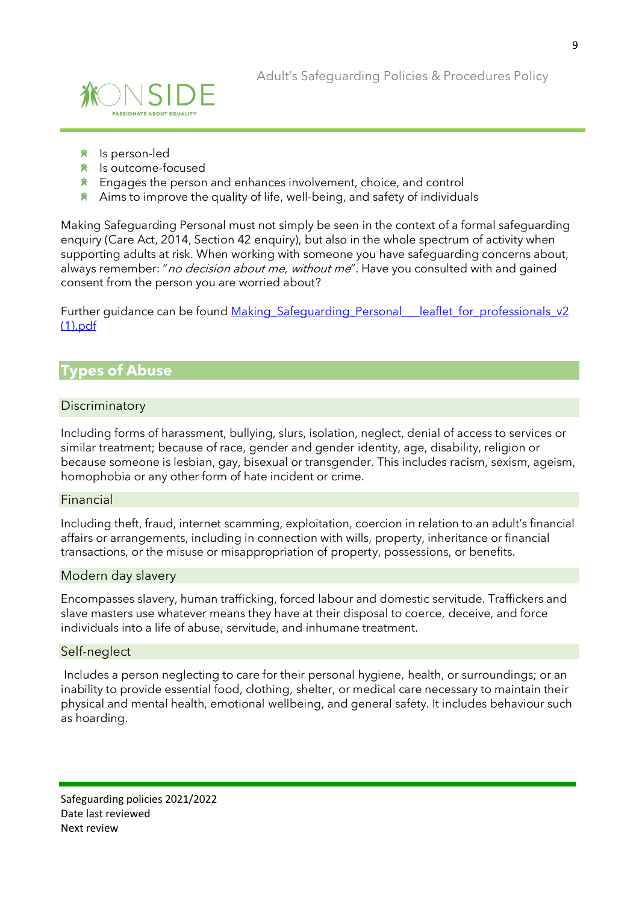- Is person-led
- Is outcome-focused
- Engages the person and enhances involvement, choice, and control
- Aims to improve the quality of life, well-being, and safety of individuals

Making Safeguarding Personal must not simply be seen in the context of a formal safeguarding enquiry (Care Act, 2014, Section 42 enquiry), but also in the whole spectrum of activity when supporting adults at risk. When working with someone you have safeguarding concerns about, always remember: "*no decision about me, without me*". Have you consulted with and gained consent from the person you are worried about?

Further guidance can be found [Making Safeguarding Personal___leaflet for professionals v2 (1).pdf]()

## Types of Abuse

### Discriminatory

Including forms of harassment, bullying, slurs, isolation, neglect, denial of access to services or similar treatment; because of race, gender and gender identity, age, disability, religion or because someone is lesbian, gay, bisexual or transgender. This includes racism, sexism, ageism, homophobia or any other form of hate incident or crime.

### Financial

Including theft, fraud, internet scamming, exploitation, coercion in relation to an adult's financial affairs or arrangements, including in connection with wills, property, inheritance or financial transactions, or the misuse or misappropriation of property, possessions, or benefits.

### Modern day slavery

Encompasses slavery, human trafficking, forced labour and domestic servitude. Traffickers and slave masters use whatever means they have at their disposal to coerce, deceive, and force individuals into a life of abuse, servitude, and inhumane treatment.

### Self-neglect

Includes a person neglecting to care for their personal hygiene, health, or surroundings; or an inability to provide essential food, clothing, shelter, or medical care necessary to maintain their physical and mental health, emotional wellbeing, and general safety. It includes behaviour such as hoarding.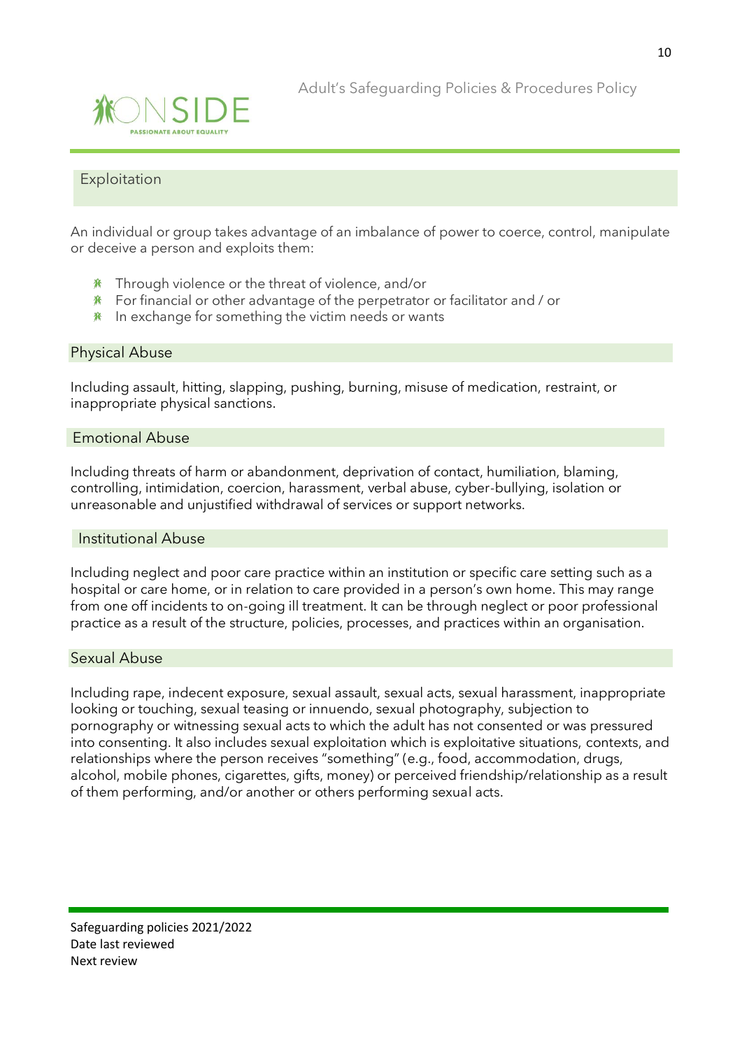## Exploitation

An individual or group takes advantage of an imbalance of power to coerce, control, manipulate or deceive a person and exploits them:

- Through violence or the threat of violence, and/or
- For financial or other advantage of the perpetrator or facilitator and / or
- In exchange for something the victim needs or wants

## Physical Abuse

Including assault, hitting, slapping, pushing, burning, misuse of medication, restraint, or inappropriate physical sanctions.

## Emotional Abuse

Including threats of harm or abandonment, deprivation of contact, humiliation, blaming, controlling, intimidation, coercion, harassment, verbal abuse, cyber-bullying, isolation or unreasonable and unjustified withdrawal of services or support networks.

## Institutional Abuse

Including neglect and poor care practice within an institution or specific care setting such as a hospital or care home, or in relation to care provided in a person's own home. This may range from one off incidents to on-going ill treatment. It can be through neglect or poor professional practice as a result of the structure, policies, processes, and practices within an organisation.

## Sexual Abuse

Including rape, indecent exposure, sexual assault, sexual acts, sexual harassment, inappropriate looking or touching, sexual teasing or innuendo, sexual photography, subjection to pornography or witnessing sexual acts to which the adult has not consented or was pressured into consenting. It also includes sexual exploitation which is exploitative situations, contexts, and relationships where the person receives "something" (e.g., food, accommodation, drugs, alcohol, mobile phones, cigarettes, gifts, money) or perceived friendship/relationship as a result of them performing, and/or another or others performing sexual acts.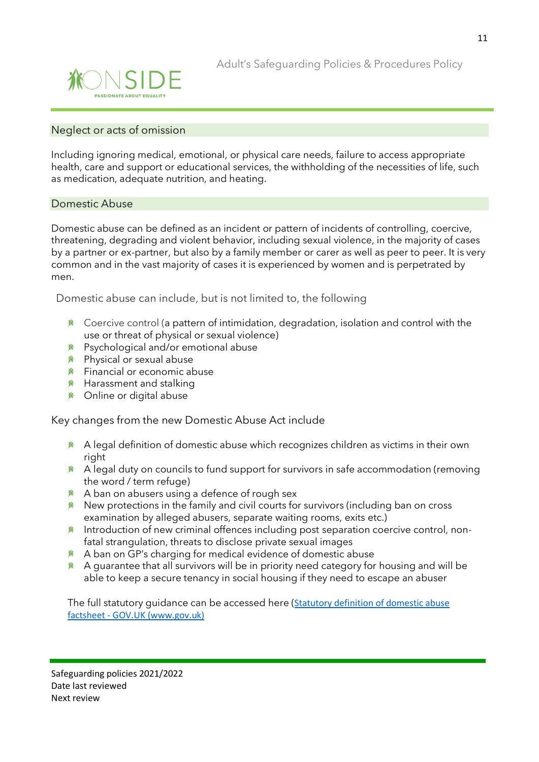## Neglect or acts of omission

Including ignoring medical, emotional, or physical care needs, failure to access appropriate health, care and support or educational services, the withholding of the necessities of life, such as medication, adequate nutrition, and heating.

## Domestic Abuse

Domestic abuse can be defined as an incident or pattern of incidents of controlling, coercive, threatening, degrading and violent behavior, including sexual violence, in the majority of cases by a partner or ex-partner, but also by a family member or carer as well as peer to peer. It is very common and in the vast majority of cases it is experienced by women and is perpetrated by men.

Domestic abuse can include, but is not limited to, the following

- Coercive control (a pattern of intimidation, degradation, isolation and control with the use or threat of physical or sexual violence)
- Psychological and/or emotional abuse
- Physical or sexual abuse
- Financial or economic abuse
- Harassment and stalking
- Online or digital abuse

Key changes from the new Domestic Abuse Act include

- A legal definition of domestic abuse which recognizes children as victims in their own right
- A legal duty on councils to fund support for survivors in safe accommodation (removing the word / term refuge)
- A ban on abusers using a defence of rough sex
- New protections in the family and civil courts for survivors (including ban on cross examination by alleged abusers, separate waiting rooms, exits etc.)
- Introduction of new criminal offences including post separation coercive control, non-fatal strangulation, threats to disclose private sexual images
- A ban on GP's charging for medical evidence of domestic abuse
- A guarantee that all survivors will be in priority need category for housing and will be able to keep a secure tenancy in social housing if they need to escape an abuser

The full statutory guidance can be accessed here (Statutory definition of domestic abuse factsheet - GOV.UK (www.gov.uk)

Safeguarding policies 2021/2022
Date last reviewed
Next review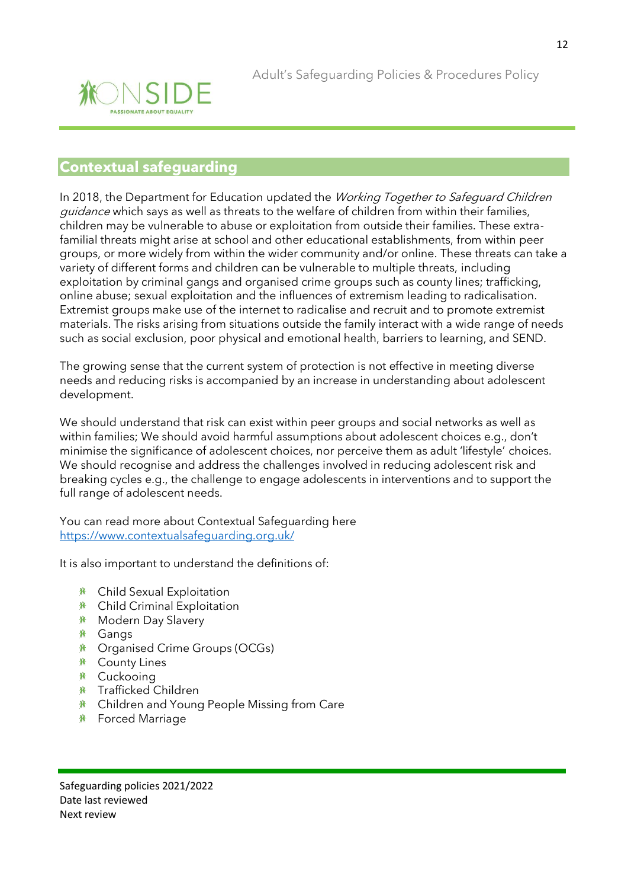## Contextual safeguarding

In 2018, the Department for Education updated the *Working Together to Safeguard Children guidance* which says as well as threats to the welfare of children from within their families, children may be vulnerable to abuse or exploitation from outside their families. These extra-familial threats might arise at school and other educational establishments, from within peer groups, or more widely from within the wider community and/or online. These threats can take a variety of different forms and children can be vulnerable to multiple threats, including exploitation by criminal gangs and organised crime groups such as county lines; trafficking, online abuse; sexual exploitation and the influences of extremism leading to radicalisation. Extremist groups make use of the internet to radicalise and recruit and to promote extremist materials. The risks arising from situations outside the family interact with a wide range of needs such as social exclusion, poor physical and emotional health, barriers to learning, and SEND.

The growing sense that the current system of protection is not effective in meeting diverse needs and reducing risks is accompanied by an increase in understanding about adolescent development.

We should understand that risk can exist within peer groups and social networks as well as within families; We should avoid harmful assumptions about adolescent choices e.g., don't minimise the significance of adolescent choices, nor perceive them as adult 'lifestyle' choices. We should recognise and address the challenges involved in reducing adolescent risk and breaking cycles e.g., the challenge to engage adolescents in interventions and to support the full range of adolescent needs.

You can read more about Contextual Safeguarding here
https://www.contextualsafeguarding.org.uk/

It is also important to understand the definitions of:

- Child Sexual Exploitation
- Child Criminal Exploitation
- Modern Day Slavery
- Gangs
- Organised Crime Groups (OCGs)
- County Lines
- Cuckooing
- Trafficked Children
- Children and Young People Missing from Care
- Forced Marriage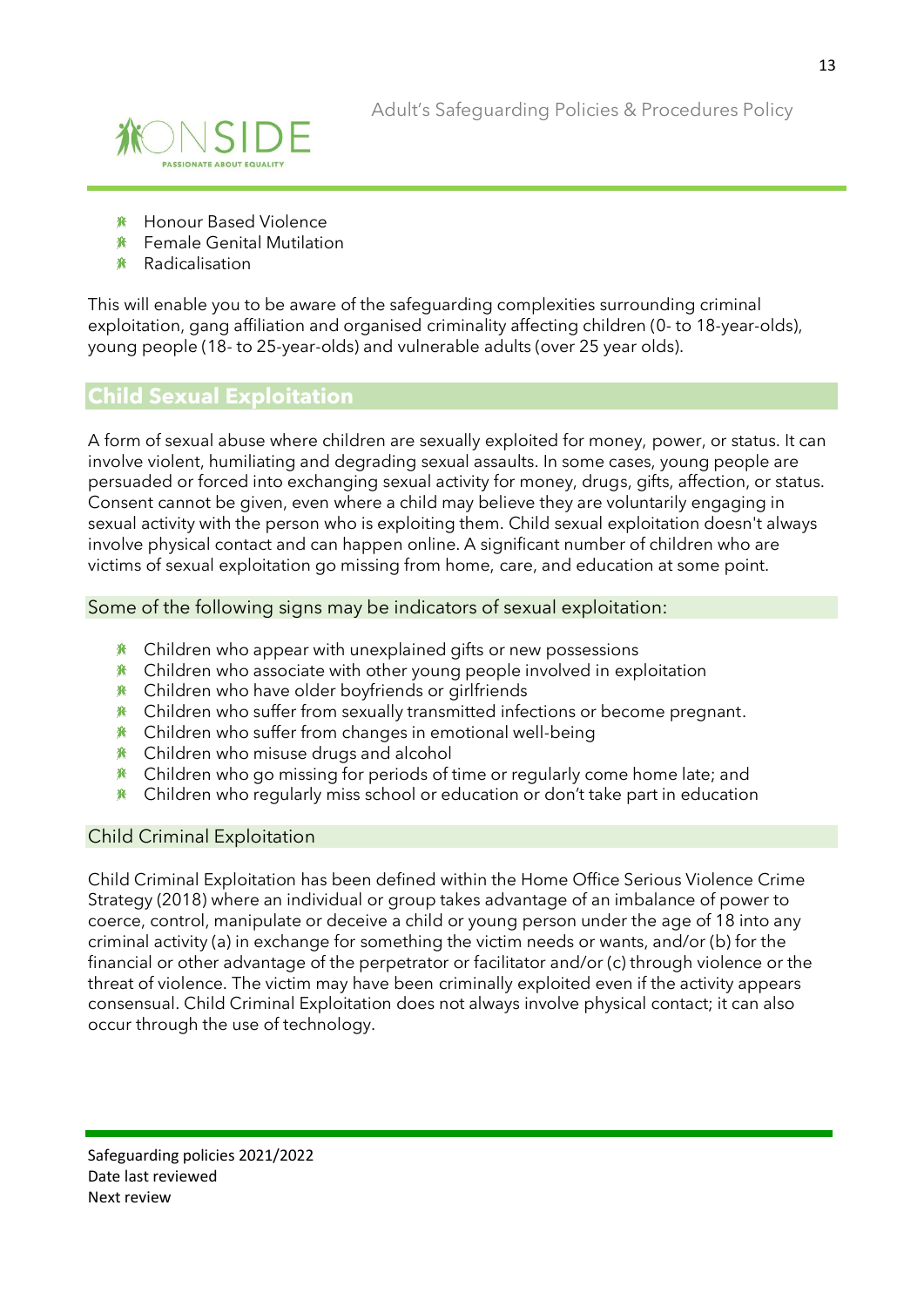- Honour Based Violence
- Female Genital Mutilation
- Radicalisation

This will enable you to be aware of the safeguarding complexities surrounding criminal exploitation, gang affiliation and organised criminality affecting children (0- to 18-year-olds), young people (18- to 25-year-olds) and vulnerable adults (over 25 year olds).

## Child Sexual Exploitation

A form of sexual abuse where children are sexually exploited for money, power, or status. It can involve violent, humiliating and degrading sexual assaults. In some cases, young people are persuaded or forced into exchanging sexual activity for money, drugs, gifts, affection, or status. Consent cannot be given, even where a child may believe they are voluntarily engaging in sexual activity with the person who is exploiting them. Child sexual exploitation doesn't always involve physical contact and can happen online. A significant number of children who are victims of sexual exploitation go missing from home, care, and education at some point.

### Some of the following signs may be indicators of sexual exploitation:

- Children who appear with unexplained gifts or new possessions
- Children who associate with other young people involved in exploitation
- Children who have older boyfriends or girlfriends
- Children who suffer from sexually transmitted infections or become pregnant.
- Children who suffer from changes in emotional well-being
- Children who misuse drugs and alcohol
- Children who go missing for periods of time or regularly come home late; and
- Children who regularly miss school or education or don't take part in education

### Child Criminal Exploitation

Child Criminal Exploitation has been defined within the Home Office Serious Violence Crime Strategy (2018) where an individual or group takes advantage of an imbalance of power to coerce, control, manipulate or deceive a child or young person under the age of 18 into any criminal activity (a) in exchange for something the victim needs or wants, and/or (b) for the financial or other advantage of the perpetrator or facilitator and/or (c) through violence or the threat of violence. The victim may have been criminally exploited even if the activity appears consensual. Child Criminal Exploitation does not always involve physical contact; it can also occur through the use of technology.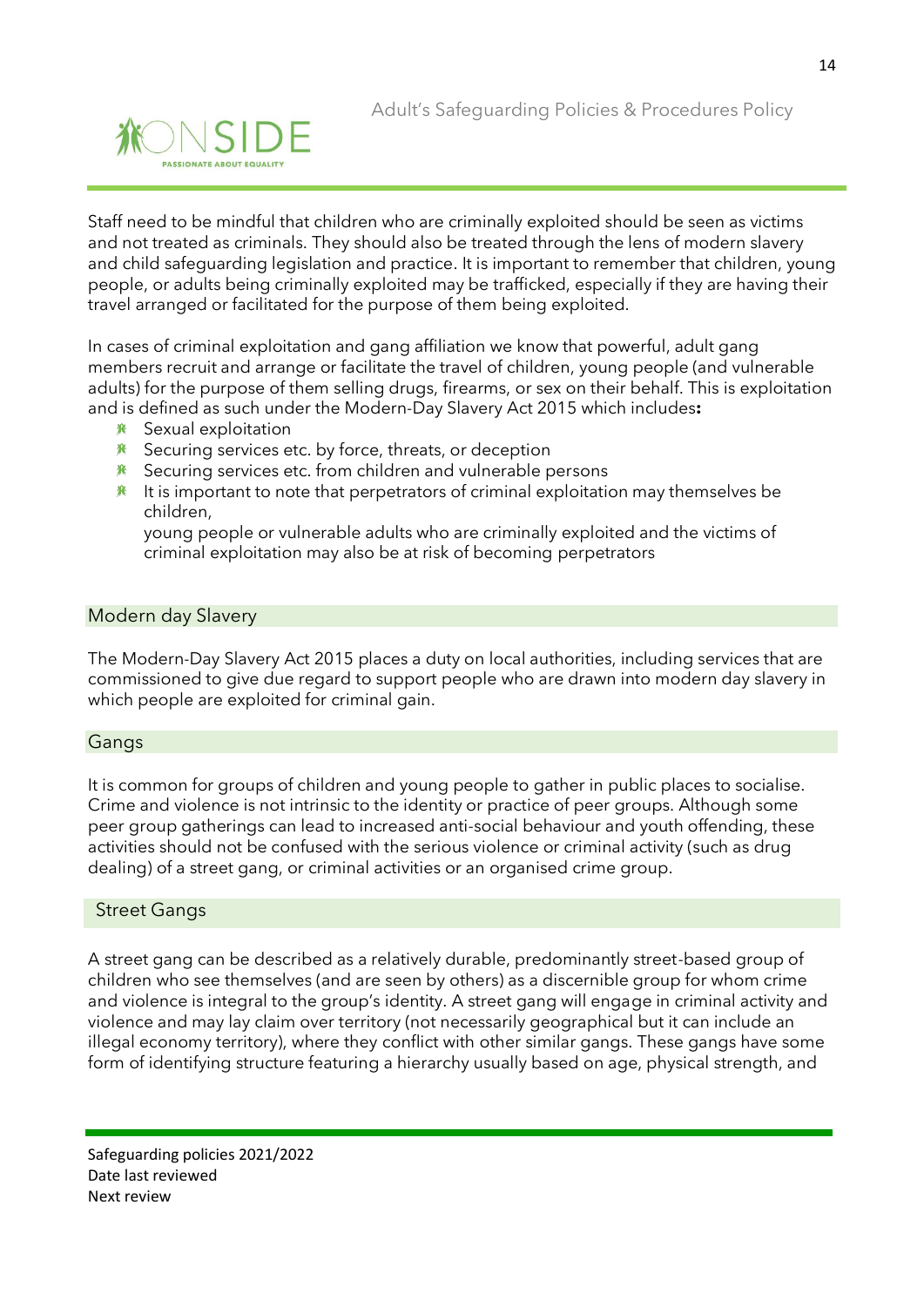Staff need to be mindful that children who are criminally exploited should be seen as victims and not treated as criminals. They should also be treated through the lens of modern slavery and child safeguarding legislation and practice. It is important to remember that children, young people, or adults being criminally exploited may be trafficked, especially if they are having their travel arranged or facilitated for the purpose of them being exploited.

In cases of criminal exploitation and gang affiliation we know that powerful, adult gang members recruit and arrange or facilitate the travel of children, young people (and vulnerable adults) for the purpose of them selling drugs, firearms, or sex on their behalf. This is exploitation and is defined as such under the Modern-Day Slavery Act 2015 which includes**:**

- Sexual exploitation
- Securing services etc. by force, threats, or deception
- Securing services etc. from children and vulnerable persons
- It is important to note that perpetrators of criminal exploitation may themselves be children,
  young people or vulnerable adults who are criminally exploited and the victims of criminal exploitation may also be at risk of becoming perpetrators

## Modern day Slavery

The Modern-Day Slavery Act 2015 places a duty on local authorities, including services that are commissioned to give due regard to support people who are drawn into modern day slavery in which people are exploited for criminal gain.

## Gangs

It is common for groups of children and young people to gather in public places to socialise. Crime and violence is not intrinsic to the identity or practice of peer groups. Although some peer group gatherings can lead to increased anti-social behaviour and youth offending, these activities should not be confused with the serious violence or criminal activity (such as drug dealing) of a street gang, or criminal activities or an organised crime group.

## Street Gangs

A street gang can be described as a relatively durable, predominantly street-based group of children who see themselves (and are seen by others) as a discernible group for whom crime and violence is integral to the group's identity. A street gang will engage in criminal activity and violence and may lay claim over territory (not necessarily geographical but it can include an illegal economy territory), where they conflict with other similar gangs. These gangs have some form of identifying structure featuring a hierarchy usually based on age, physical strength, and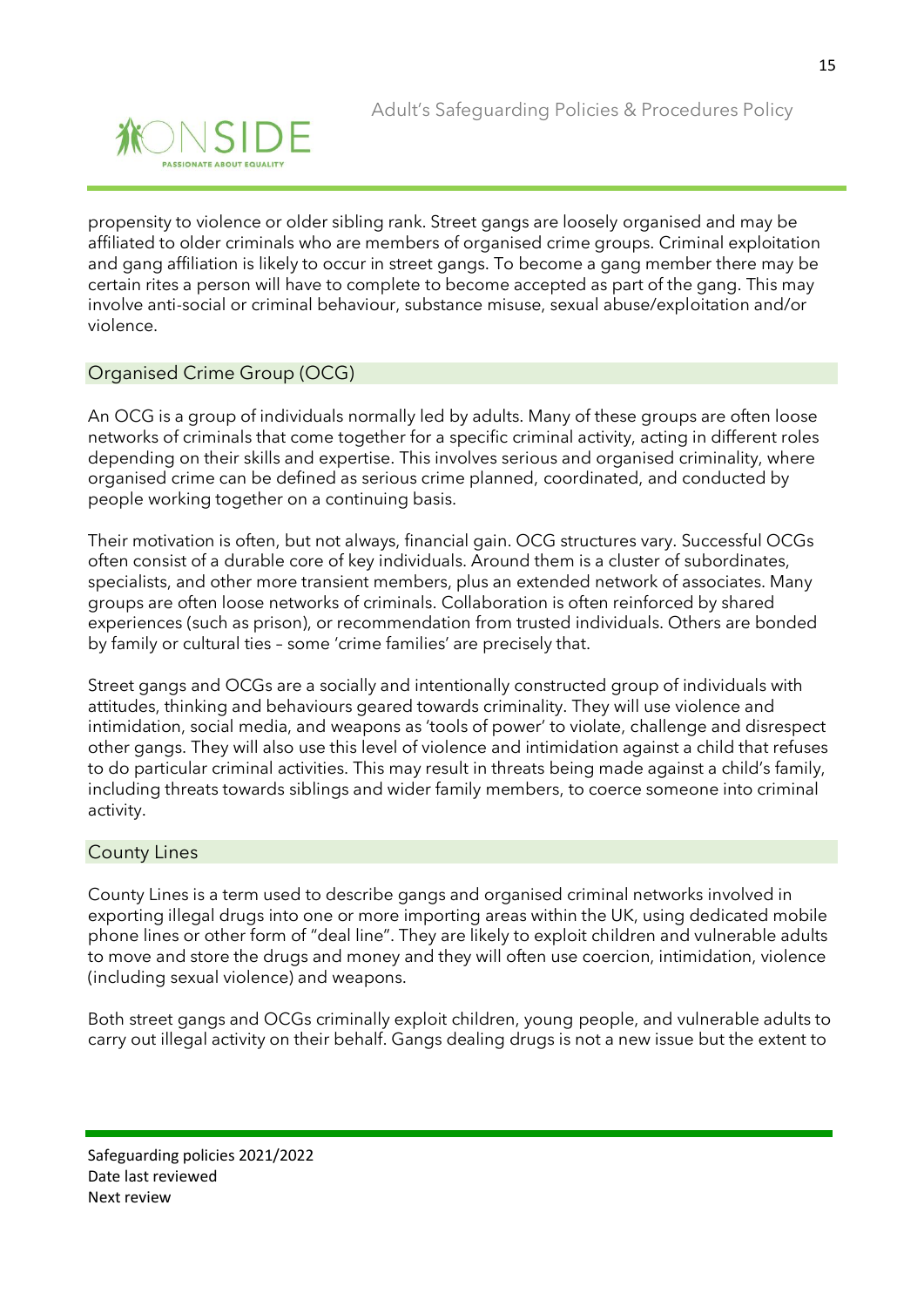propensity to violence or older sibling rank. Street gangs are loosely organised and may be affiliated to older criminals who are members of organised crime groups. Criminal exploitation and gang affiliation is likely to occur in street gangs. To become a gang member there may be certain rites a person will have to complete to become accepted as part of the gang. This may involve anti-social or criminal behaviour, substance misuse, sexual abuse/exploitation and/or violence.

## Organised Crime Group (OCG)

An OCG is a group of individuals normally led by adults. Many of these groups are often loose networks of criminals that come together for a specific criminal activity, acting in different roles depending on their skills and expertise. This involves serious and organised criminality, where organised crime can be defined as serious crime planned, coordinated, and conducted by people working together on a continuing basis.

Their motivation is often, but not always, financial gain. OCG structures vary. Successful OCGs often consist of a durable core of key individuals. Around them is a cluster of subordinates, specialists, and other more transient members, plus an extended network of associates. Many groups are often loose networks of criminals. Collaboration is often reinforced by shared experiences (such as prison), or recommendation from trusted individuals. Others are bonded by family or cultural ties – some 'crime families' are precisely that.

Street gangs and OCGs are a socially and intentionally constructed group of individuals with attitudes, thinking and behaviours geared towards criminality. They will use violence and intimidation, social media, and weapons as 'tools of power' to violate, challenge and disrespect other gangs. They will also use this level of violence and intimidation against a child that refuses to do particular criminal activities. This may result in threats being made against a child's family, including threats towards siblings and wider family members, to coerce someone into criminal activity.

## County Lines

County Lines is a term used to describe gangs and organised criminal networks involved in exporting illegal drugs into one or more importing areas within the UK, using dedicated mobile phone lines or other form of "deal line". They are likely to exploit children and vulnerable adults to move and store the drugs and money and they will often use coercion, intimidation, violence (including sexual violence) and weapons.

Both street gangs and OCGs criminally exploit children, young people, and vulnerable adults to carry out illegal activity on their behalf. Gangs dealing drugs is not a new issue but the extent to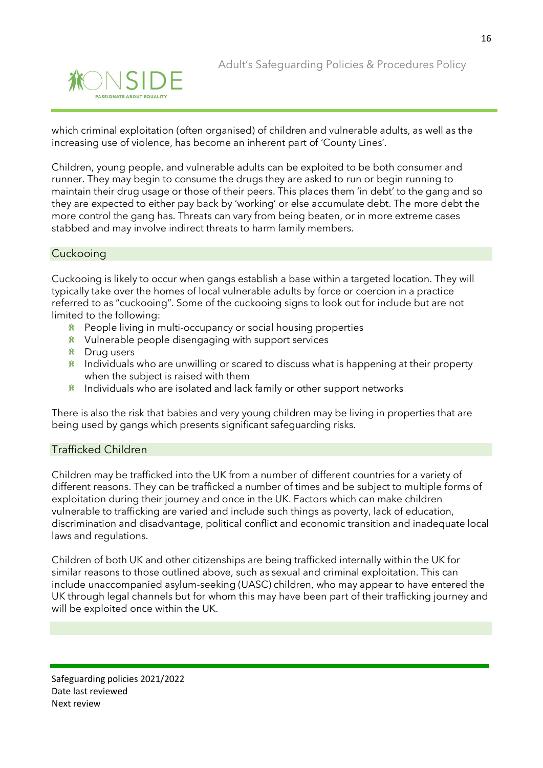which criminal exploitation (often organised) of children and vulnerable adults, as well as the increasing use of violence, has become an inherent part of 'County Lines'.

Children, young people, and vulnerable adults can be exploited to be both consumer and runner. They may begin to consume the drugs they are asked to run or begin running to maintain their drug usage or those of their peers. This places them 'in debt' to the gang and so they are expected to either pay back by 'working' or else accumulate debt. The more debt the more control the gang has. Threats can vary from being beaten, or in more extreme cases stabbed and may involve indirect threats to harm family members.

## Cuckooing

Cuckooing is likely to occur when gangs establish a base within a targeted location. They will typically take over the homes of local vulnerable adults by force or coercion in a practice referred to as "cuckooing". Some of the cuckooing signs to look out for include but are not limited to the following:

- People living in multi-occupancy or social housing properties
- Vulnerable people disengaging with support services
- Drug users
- Individuals who are unwilling or scared to discuss what is happening at their property when the subject is raised with them
- Individuals who are isolated and lack family or other support networks

There is also the risk that babies and very young children may be living in properties that are being used by gangs which presents significant safeguarding risks.

## Trafficked Children

Children may be trafficked into the UK from a number of different countries for a variety of different reasons. They can be trafficked a number of times and be subject to multiple forms of exploitation during their journey and once in the UK. Factors which can make children vulnerable to trafficking are varied and include such things as poverty, lack of education, discrimination and disadvantage, political conflict and economic transition and inadequate local laws and regulations.

Children of both UK and other citizenships are being trafficked internally within the UK for similar reasons to those outlined above, such as sexual and criminal exploitation. This can include unaccompanied asylum-seeking (UASC) children, who may appear to have entered the UK through legal channels but for whom this may have been part of their trafficking journey and will be exploited once within the UK.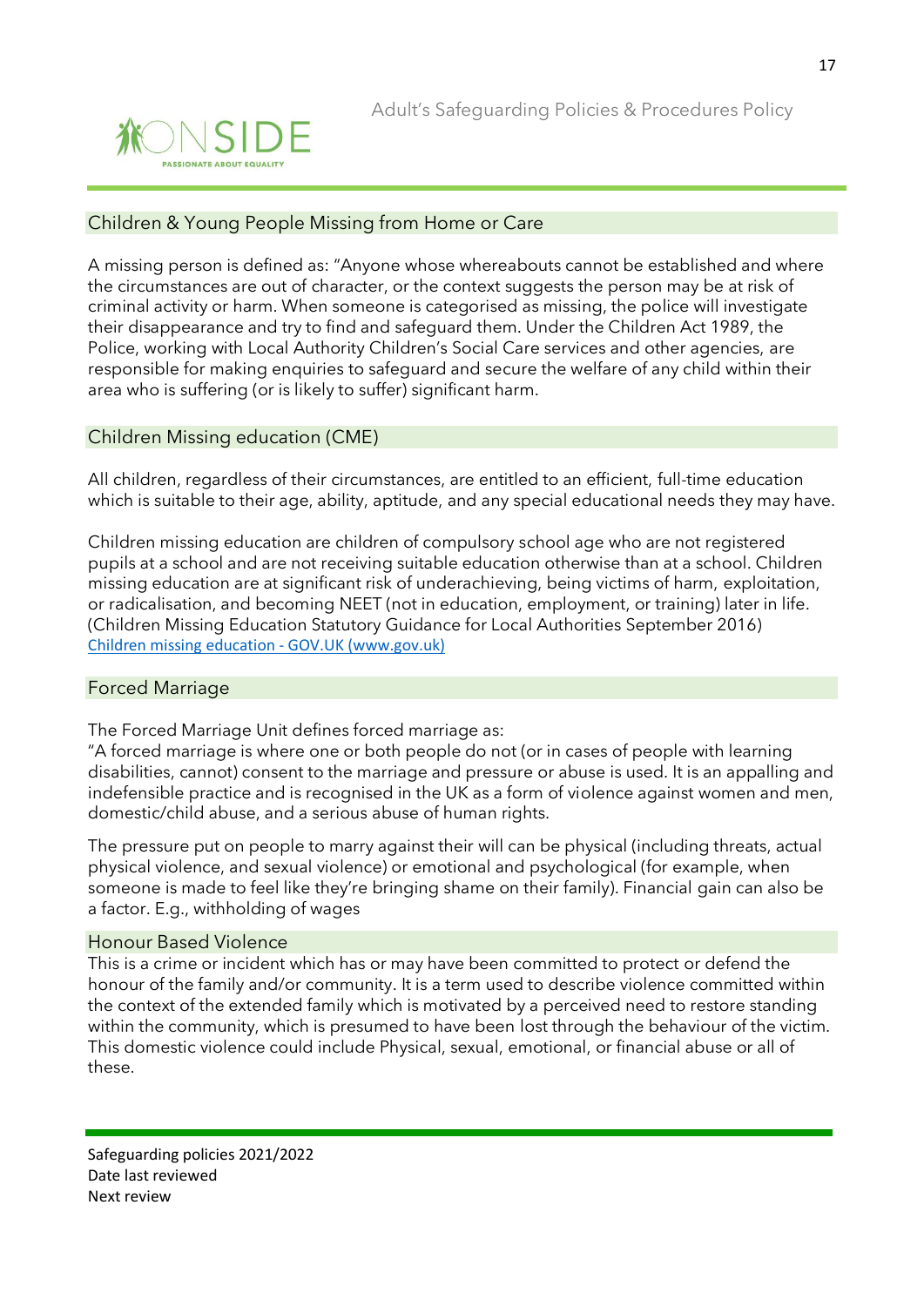## Children & Young People Missing from Home or Care

A missing person is defined as: "Anyone whose whereabouts cannot be established and where the circumstances are out of character, or the context suggests the person may be at risk of criminal activity or harm. When someone is categorised as missing, the police will investigate their disappearance and try to find and safeguard them. Under the Children Act 1989, the Police, working with Local Authority Children's Social Care services and other agencies, are responsible for making enquiries to safeguard and secure the welfare of any child within their area who is suffering (or is likely to suffer) significant harm.

## Children Missing education (CME)

All children, regardless of their circumstances, are entitled to an efficient, full-time education which is suitable to their age, ability, aptitude, and any special educational needs they may have.

Children missing education are children of compulsory school age who are not registered pupils at a school and are not receiving suitable education otherwise than at a school. Children missing education are at significant risk of underachieving, being victims of harm, exploitation, or radicalisation, and becoming NEET (not in education, employment, or training) later in life. (Children Missing Education Statutory Guidance for Local Authorities September 2016)
[Children missing education - GOV.UK (www.gov.uk)]

## Forced Marriage

The Forced Marriage Unit defines forced marriage as:
"A forced marriage is where one or both people do not (or in cases of people with learning disabilities, cannot) consent to the marriage and pressure or abuse is used. It is an appalling and indefensible practice and is recognised in the UK as a form of violence against women and men, domestic/child abuse, and a serious abuse of human rights.

The pressure put on people to marry against their will can be physical (including threats, actual physical violence, and sexual violence) or emotional and psychological (for example, when someone is made to feel like they're bringing shame on their family). Financial gain can also be a factor. E.g., withholding of wages

## Honour Based Violence

This is a crime or incident which has or may have been committed to protect or defend the honour of the family and/or community. It is a term used to describe violence committed within the context of the extended family which is motivated by a perceived need to restore standing within the community, which is presumed to have been lost through the behaviour of the victim. This domestic violence could include Physical, sexual, emotional, or financial abuse or all of these.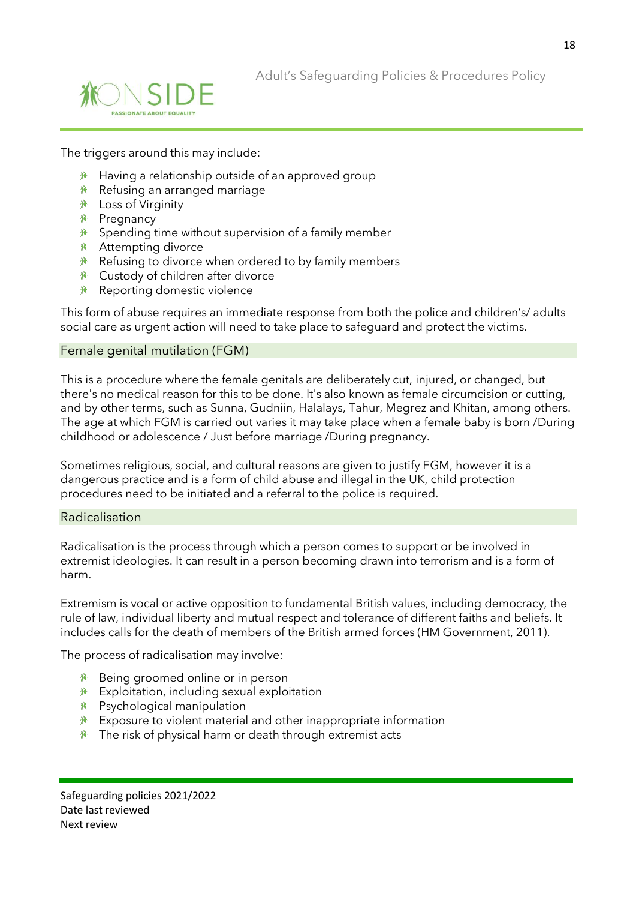The triggers around this may include:

- Having a relationship outside of an approved group
- Refusing an arranged marriage
- Loss of Virginity
- Pregnancy
- Spending time without supervision of a family member
- Attempting divorce
- Refusing to divorce when ordered to by family members
- Custody of children after divorce
- Reporting domestic violence

This form of abuse requires an immediate response from both the police and children's/ adults social care as urgent action will need to take place to safeguard and protect the victims.

## Female genital mutilation (FGM)

This is a procedure where the female genitals are deliberately cut, injured, or changed, but there's no medical reason for this to be done. It's also known as female circumcision or cutting, and by other terms, such as Sunna, Gudniin, Halalays, Tahur, Megrez and Khitan, among others. The age at which FGM is carried out varies it may take place when a female baby is born /During childhood or adolescence / Just before marriage /During pregnancy.

Sometimes religious, social, and cultural reasons are given to justify FGM, however it is a dangerous practice and is a form of child abuse and illegal in the UK, child protection procedures need to be initiated and a referral to the police is required.

## Radicalisation

Radicalisation is the process through which a person comes to support or be involved in extremist ideologies. It can result in a person becoming drawn into terrorism and is a form of harm.

Extremism is vocal or active opposition to fundamental British values, including democracy, the rule of law, individual liberty and mutual respect and tolerance of different faiths and beliefs. It includes calls for the death of members of the British armed forces (HM Government, 2011).

The process of radicalisation may involve:

- Being groomed online or in person
- Exploitation, including sexual exploitation
- Psychological manipulation
- Exposure to violent material and other inappropriate information
- The risk of physical harm or death through extremist acts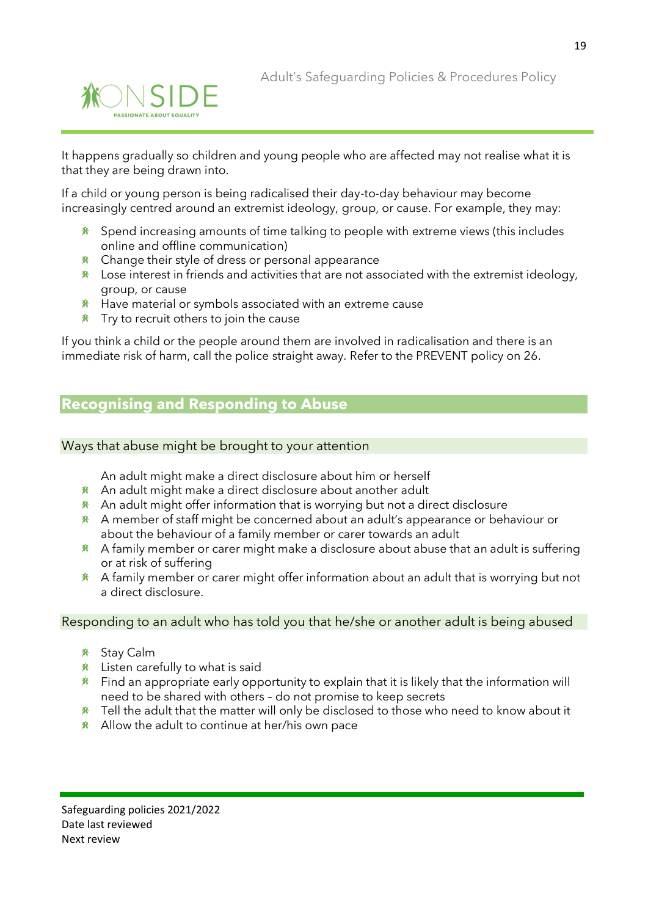It happens gradually so children and young people who are affected may not realise what it is that they are being drawn into.

If a child or young person is being radicalised their day-to-day behaviour may become increasingly centred around an extremist ideology, group, or cause. For example, they may:

- Spend increasing amounts of time talking to people with extreme views (this includes online and offline communication)
- Change their style of dress or personal appearance
- Lose interest in friends and activities that are not associated with the extremist ideology, group, or cause
- Have material or symbols associated with an extreme cause
- Try to recruit others to join the cause

If you think a child or the people around them are involved in radicalisation and there is an immediate risk of harm, call the police straight away. Refer to the PREVENT policy on 26.

## Recognising and Responding to Abuse

### Ways that abuse might be brought to your attention

An adult might make a direct disclosure about him or herself

- An adult might make a direct disclosure about another adult
- An adult might offer information that is worrying but not a direct disclosure
- A member of staff might be concerned about an adult's appearance or behaviour or about the behaviour of a family member or carer towards an adult
- A family member or carer might make a disclosure about abuse that an adult is suffering or at risk of suffering
- A family member or carer might offer information about an adult that is worrying but not a direct disclosure.

### Responding to an adult who has told you that he/she or another adult is being abused

- Stay Calm
- Listen carefully to what is said
- Find an appropriate early opportunity to explain that it is likely that the information will need to be shared with others – do not promise to keep secrets
- Tell the adult that the matter will only be disclosed to those who need to know about it
- Allow the adult to continue at her/his own pace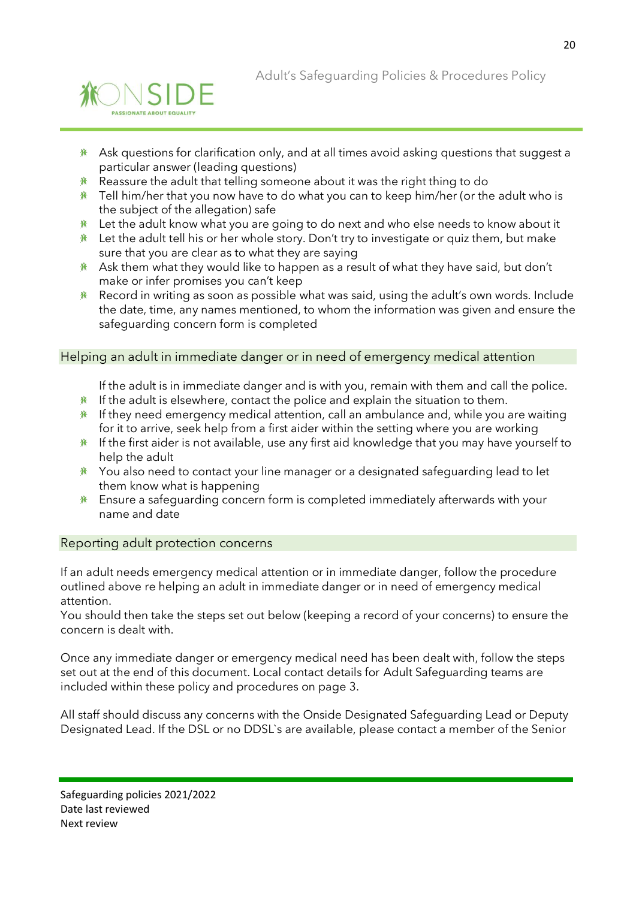- Ask questions for clarification only, and at all times avoid asking questions that suggest a particular answer (leading questions)
- Reassure the adult that telling someone about it was the right thing to do
- Tell him/her that you now have to do what you can to keep him/her (or the adult who is the subject of the allegation) safe
- Let the adult know what you are going to do next and who else needs to know about it
- Let the adult tell his or her whole story. Don't try to investigate or quiz them, but make sure that you are clear as to what they are saying
- Ask them what they would like to happen as a result of what they have said, but don't make or infer promises you can't keep
- Record in writing as soon as possible what was said, using the adult's own words. Include the date, time, any names mentioned, to whom the information was given and ensure the safeguarding concern form is completed

## Helping an adult in immediate danger or in need of emergency medical attention

If the adult is in immediate danger and is with you, remain with them and call the police.

- If the adult is elsewhere, contact the police and explain the situation to them.
- If they need emergency medical attention, call an ambulance and, while you are waiting for it to arrive, seek help from a first aider within the setting where you are working
- If the first aider is not available, use any first aid knowledge that you may have yourself to help the adult
- You also need to contact your line manager or a designated safeguarding lead to let them know what is happening
- Ensure a safeguarding concern form is completed immediately afterwards with your name and date

## Reporting adult protection concerns

If an adult needs emergency medical attention or in immediate danger, follow the procedure outlined above re helping an adult in immediate danger or in need of emergency medical attention.
You should then take the steps set out below (keeping a record of your concerns) to ensure the concern is dealt with.

Once any immediate danger or emergency medical need has been dealt with, follow the steps set out at the end of this document. Local contact details for Adult Safeguarding teams are included within these policy and procedures on page 3.

All staff should discuss any concerns with the Onside Designated Safeguarding Lead or Deputy Designated Lead. If the DSL or no DDSL`s are available, please contact a member of the Senior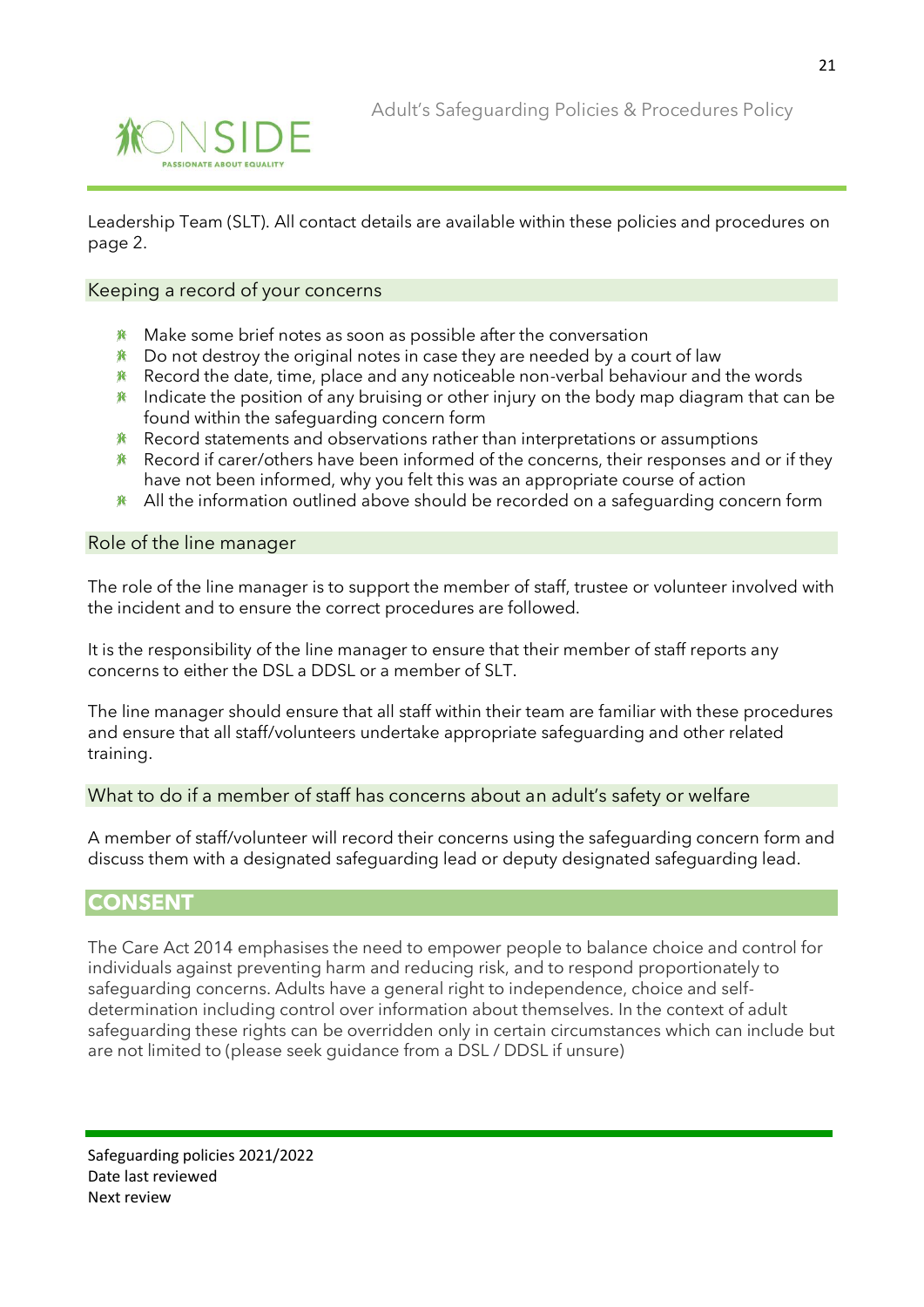Leadership Team (SLT). All contact details are available within these policies and procedures on page 2.

### Keeping a record of your concerns

- Make some brief notes as soon as possible after the conversation
- Do not destroy the original notes in case they are needed by a court of law
- Record the date, time, place and any noticeable non-verbal behaviour and the words
- Indicate the position of any bruising or other injury on the body map diagram that can be found within the safeguarding concern form
- Record statements and observations rather than interpretations or assumptions
- Record if carer/others have been informed of the concerns, their responses and or if they have not been informed, why you felt this was an appropriate course of action
- All the information outlined above should be recorded on a safeguarding concern form

### Role of the line manager

The role of the line manager is to support the member of staff, trustee or volunteer involved with the incident and to ensure the correct procedures are followed.

It is the responsibility of the line manager to ensure that their member of staff reports any concerns to either the DSL a DDSL or a member of SLT.

The line manager should ensure that all staff within their team are familiar with these procedures and ensure that all staff/volunteers undertake appropriate safeguarding and other related training.

### What to do if a member of staff has concerns about an adult's safety or welfare

A member of staff/volunteer will record their concerns using the safeguarding concern form and discuss them with a designated safeguarding lead or deputy designated safeguarding lead.

## CONSENT

The Care Act 2014 emphasises the need to empower people to balance choice and control for individuals against preventing harm and reducing risk, and to respond proportionately to safeguarding concerns. Adults have a general right to independence, choice and self-determination including control over information about themselves. In the context of adult safeguarding these rights can be overridden only in certain circumstances which can include but are not limited to (please seek guidance from a DSL / DDSL if unsure)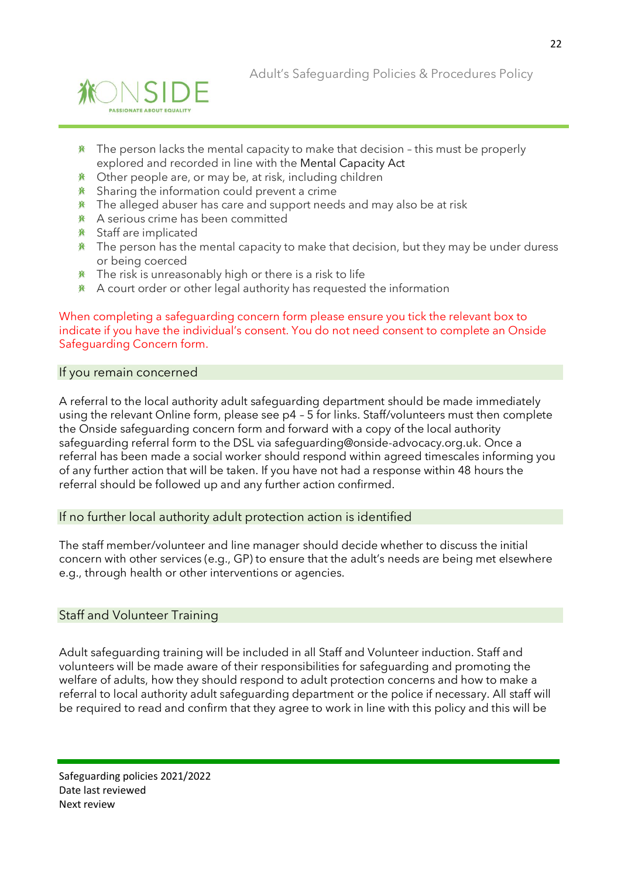- The person lacks the mental capacity to make that decision – this must be properly explored and recorded in line with the Mental Capacity Act
- Other people are, or may be, at risk, including children
- Sharing the information could prevent a crime
- The alleged abuser has care and support needs and may also be at risk
- A serious crime has been committed
- Staff are implicated
- The person has the mental capacity to make that decision, but they may be under duress or being coerced
- The risk is unreasonably high or there is a risk to life
- A court order or other legal authority has requested the information

When completing a safeguarding concern form please ensure you tick the relevant box to indicate if you have the individual's consent. You do not need consent to complete an Onside Safeguarding Concern form.

## If you remain concerned

A referral to the local authority adult safeguarding department should be made immediately using the relevant Online form, please see p4 – 5 for links. Staff/volunteers must then complete the Onside safeguarding concern form and forward with a copy of the local authority safeguarding referral form to the DSL via safeguarding@onside-advocacy.org.uk. Once a referral has been made a social worker should respond within agreed timescales informing you of any further action that will be taken. If you have not had a response within 48 hours the referral should be followed up and any further action confirmed.

## If no further local authority adult protection action is identified

The staff member/volunteer and line manager should decide whether to discuss the initial concern with other services (e.g., GP) to ensure that the adult's needs are being met elsewhere e.g., through health or other interventions or agencies.

## Staff and Volunteer Training

Adult safeguarding training will be included in all Staff and Volunteer induction. Staff and volunteers will be made aware of their responsibilities for safeguarding and promoting the welfare of adults, how they should respond to adult protection concerns and how to make a referral to local authority adult safeguarding department or the police if necessary. All staff will be required to read and confirm that they agree to work in line with this policy and this will be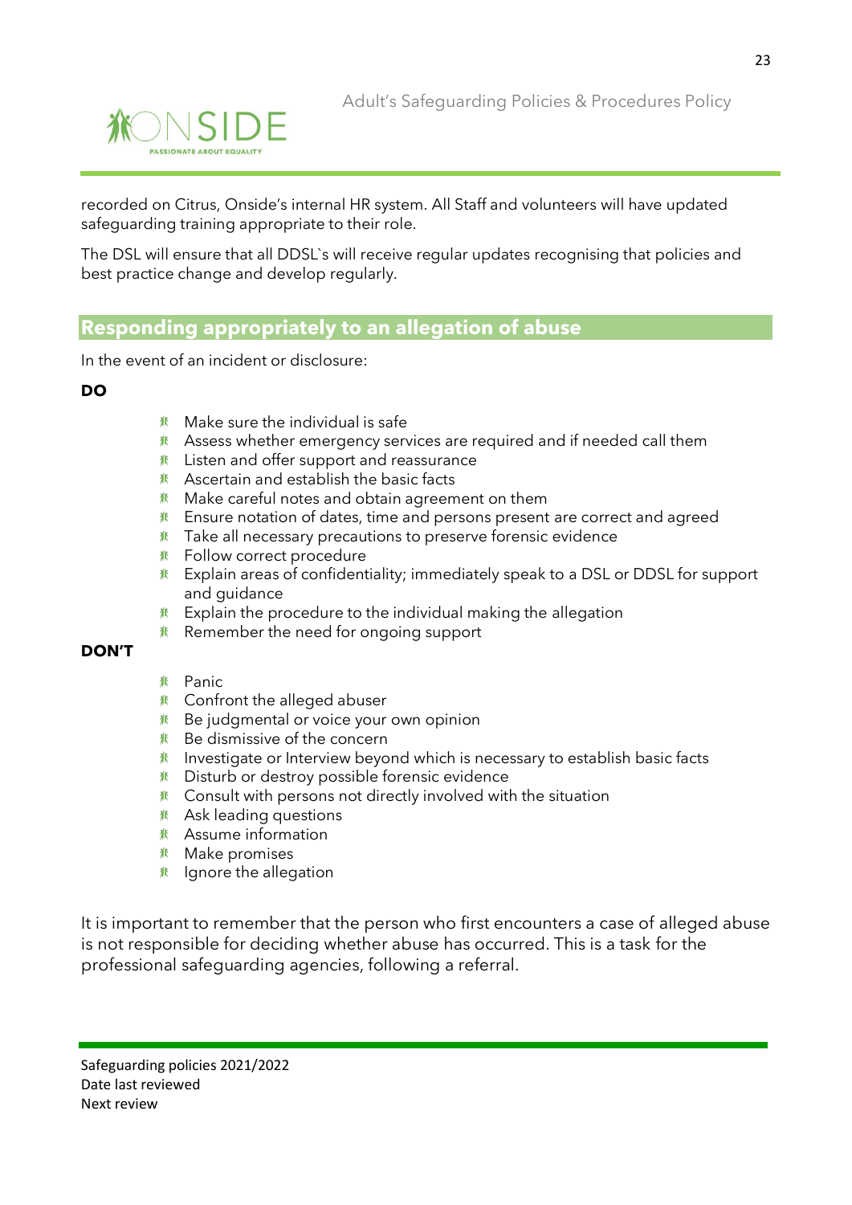recorded on Citrus, Onside's internal HR system. All Staff and volunteers will have updated safeguarding training appropriate to their role.

The DSL will ensure that all DDSL`s will receive regular updates recognising that policies and best practice change and develop regularly.

## Responding appropriately to an allegation of abuse

In the event of an incident or disclosure:

**DO**

- Make sure the individual is safe
- Assess whether emergency services are required and if needed call them
- Listen and offer support and reassurance
- Ascertain and establish the basic facts
- Make careful notes and obtain agreement on them
- Ensure notation of dates, time and persons present are correct and agreed
- Take all necessary precautions to preserve forensic evidence
- Follow correct procedure
- Explain areas of confidentiality; immediately speak to a DSL or DDSL for support and guidance
- Explain the procedure to the individual making the allegation
- Remember the need for ongoing support

**DON'T**

- Panic
- Confront the alleged abuser
- Be judgmental or voice your own opinion
- Be dismissive of the concern
- Investigate or Interview beyond which is necessary to establish basic facts
- Disturb or destroy possible forensic evidence
- Consult with persons not directly involved with the situation
- Ask leading questions
- Assume information
- Make promises
- Ignore the allegation

It is important to remember that the person who first encounters a case of alleged abuse is not responsible for deciding whether abuse has occurred. This is a task for the professional safeguarding agencies, following a referral.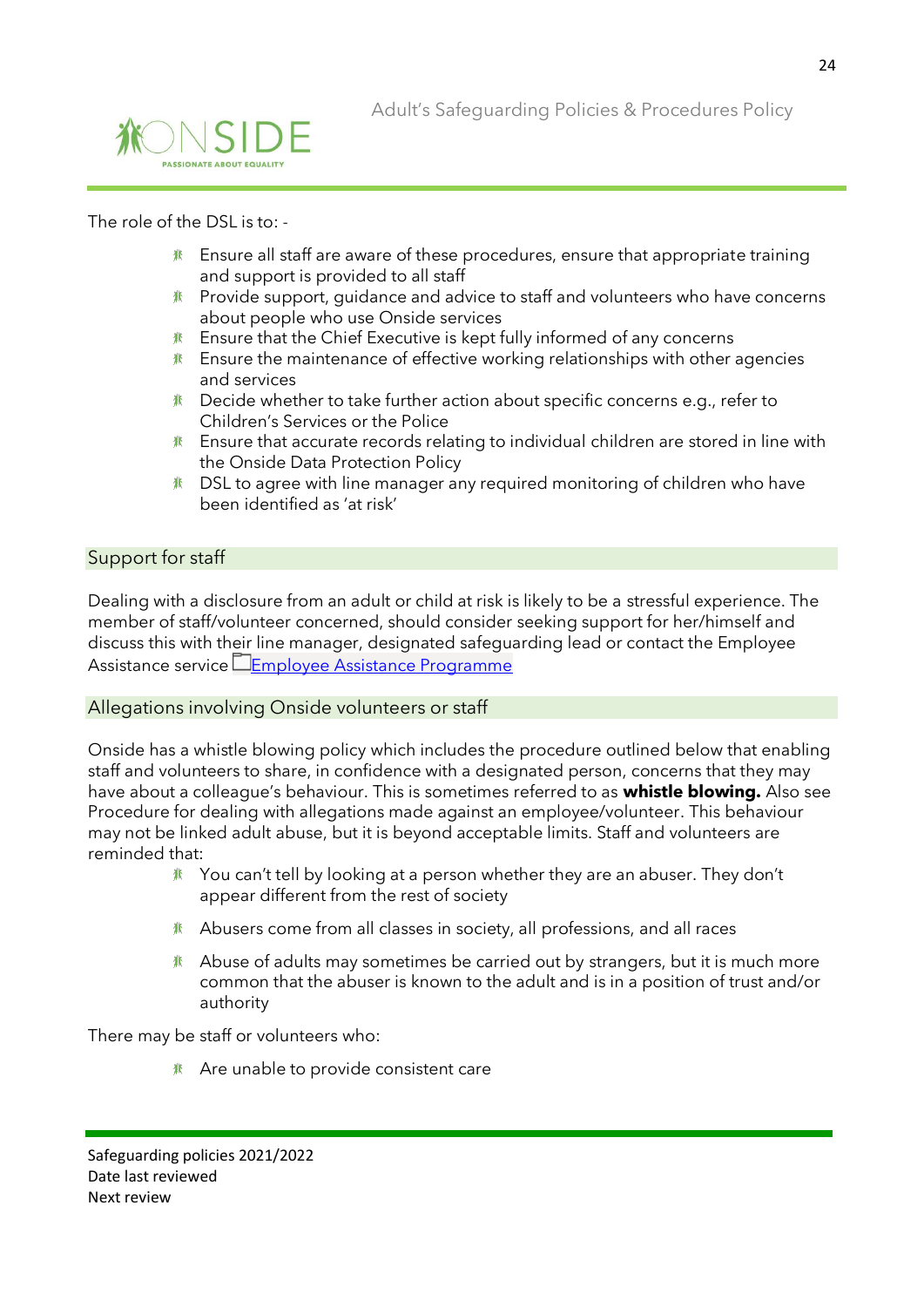The role of the DSL is to: -

- Ensure all staff are aware of these procedures, ensure that appropriate training and support is provided to all staff
- Provide support, guidance and advice to staff and volunteers who have concerns about people who use Onside services
- Ensure that the Chief Executive is kept fully informed of any concerns
- Ensure the maintenance of effective working relationships with other agencies and services
- Decide whether to take further action about specific concerns e.g., refer to Children's Services or the Police
- Ensure that accurate records relating to individual children are stored in line with the Onside Data Protection Policy
- DSL to agree with line manager any required monitoring of children who have been identified as 'at risk'

## Support for staff

Dealing with a disclosure from an adult or child at risk is likely to be a stressful experience. The member of staff/volunteer concerned, should consider seeking support for her/himself and discuss this with their line manager, designated safeguarding lead or contact the Employee Assistance service Employee Assistance Programme

## Allegations involving Onside volunteers or staff

Onside has a whistle blowing policy which includes the procedure outlined below that enabling staff and volunteers to share, in confidence with a designated person, concerns that they may have about a colleague's behaviour. This is sometimes referred to as **whistle blowing.** Also see Procedure for dealing with allegations made against an employee/volunteer. This behaviour may not be linked adult abuse, but it is beyond acceptable limits. Staff and volunteers are reminded that:

- You can't tell by looking at a person whether they are an abuser. They don't appear different from the rest of society
- Abusers come from all classes in society, all professions, and all races
- Abuse of adults may sometimes be carried out by strangers, but it is much more common that the abuser is known to the adult and is in a position of trust and/or authority

There may be staff or volunteers who:

- Are unable to provide consistent care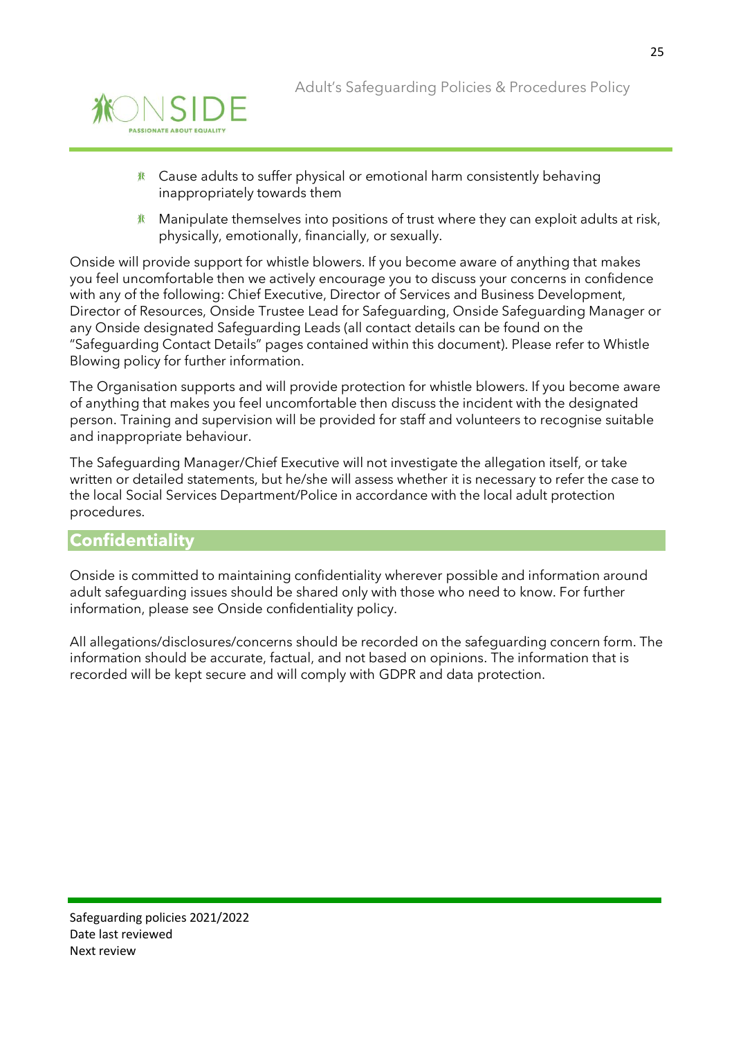- Cause adults to suffer physical or emotional harm consistently behaving inappropriately towards them
- Manipulate themselves into positions of trust where they can exploit adults at risk, physically, emotionally, financially, or sexually.

Onside will provide support for whistle blowers. If you become aware of anything that makes you feel uncomfortable then we actively encourage you to discuss your concerns in confidence with any of the following: Chief Executive, Director of Services and Business Development, Director of Resources, Onside Trustee Lead for Safeguarding, Onside Safeguarding Manager or any Onside designated Safeguarding Leads (all contact details can be found on the "Safeguarding Contact Details" pages contained within this document). Please refer to Whistle Blowing policy for further information.

The Organisation supports and will provide protection for whistle blowers. If you become aware of anything that makes you feel uncomfortable then discuss the incident with the designated person. Training and supervision will be provided for staff and volunteers to recognise suitable and inappropriate behaviour.

The Safeguarding Manager/Chief Executive will not investigate the allegation itself, or take written or detailed statements, but he/she will assess whether it is necessary to refer the case to the local Social Services Department/Police in accordance with the local adult protection procedures.

## Confidentiality

Onside is committed to maintaining confidentiality wherever possible and information around adult safeguarding issues should be shared only with those who need to know. For further information, please see Onside confidentiality policy.

All allegations/disclosures/concerns should be recorded on the safeguarding concern form. The information should be accurate, factual, and not based on opinions. The information that is recorded will be kept secure and will comply with GDPR and data protection.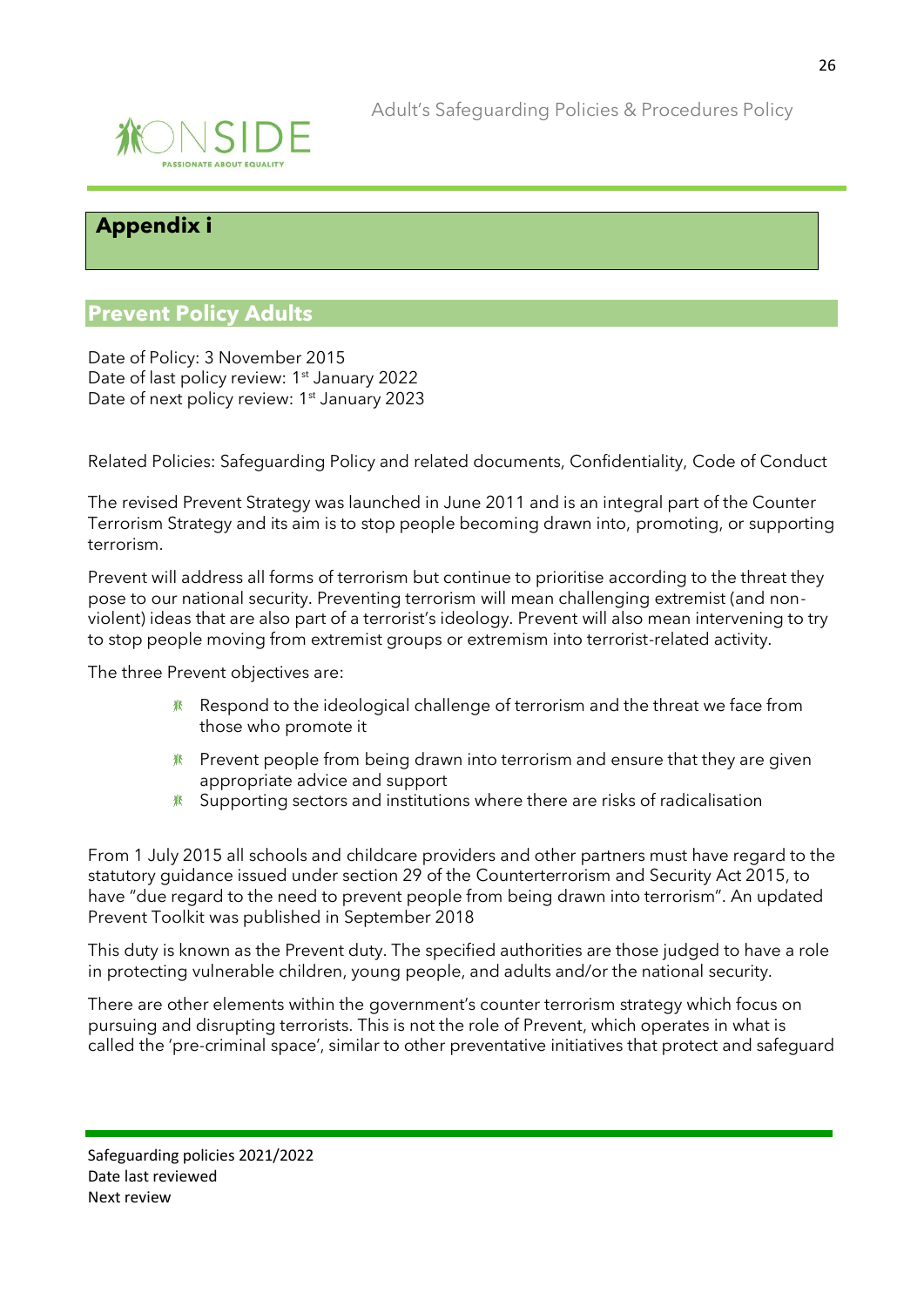## Appendix i

## Prevent Policy Adults

Date of Policy: 3 November 2015
Date of last policy review: 1st January 2022
Date of next policy review: 1st January 2023

Related Policies: Safeguarding Policy and related documents, Confidentiality, Code of Conduct

The revised Prevent Strategy was launched in June 2011 and is an integral part of the Counter Terrorism Strategy and its aim is to stop people becoming drawn into, promoting, or supporting terrorism.

Prevent will address all forms of terrorism but continue to prioritise according to the threat they pose to our national security. Preventing terrorism will mean challenging extremist (and non-violent) ideas that are also part of a terrorist's ideology. Prevent will also mean intervening to try to stop people moving from extremist groups or extremism into terrorist-related activity.

The three Prevent objectives are:

- Respond to the ideological challenge of terrorism and the threat we face from those who promote it
- Prevent people from being drawn into terrorism and ensure that they are given appropriate advice and support
- Supporting sectors and institutions where there are risks of radicalisation

From 1 July 2015 all schools and childcare providers and other partners must have regard to the statutory guidance issued under section 29 of the Counterterrorism and Security Act 2015, to have "due regard to the need to prevent people from being drawn into terrorism". An updated Prevent Toolkit was published in September 2018

This duty is known as the Prevent duty. The specified authorities are those judged to have a role in protecting vulnerable children, young people, and adults and/or the national security.

There are other elements within the government's counter terrorism strategy which focus on pursuing and disrupting terrorists. This is not the role of Prevent, which operates in what is called the 'pre-criminal space', similar to other preventative initiatives that protect and safeguard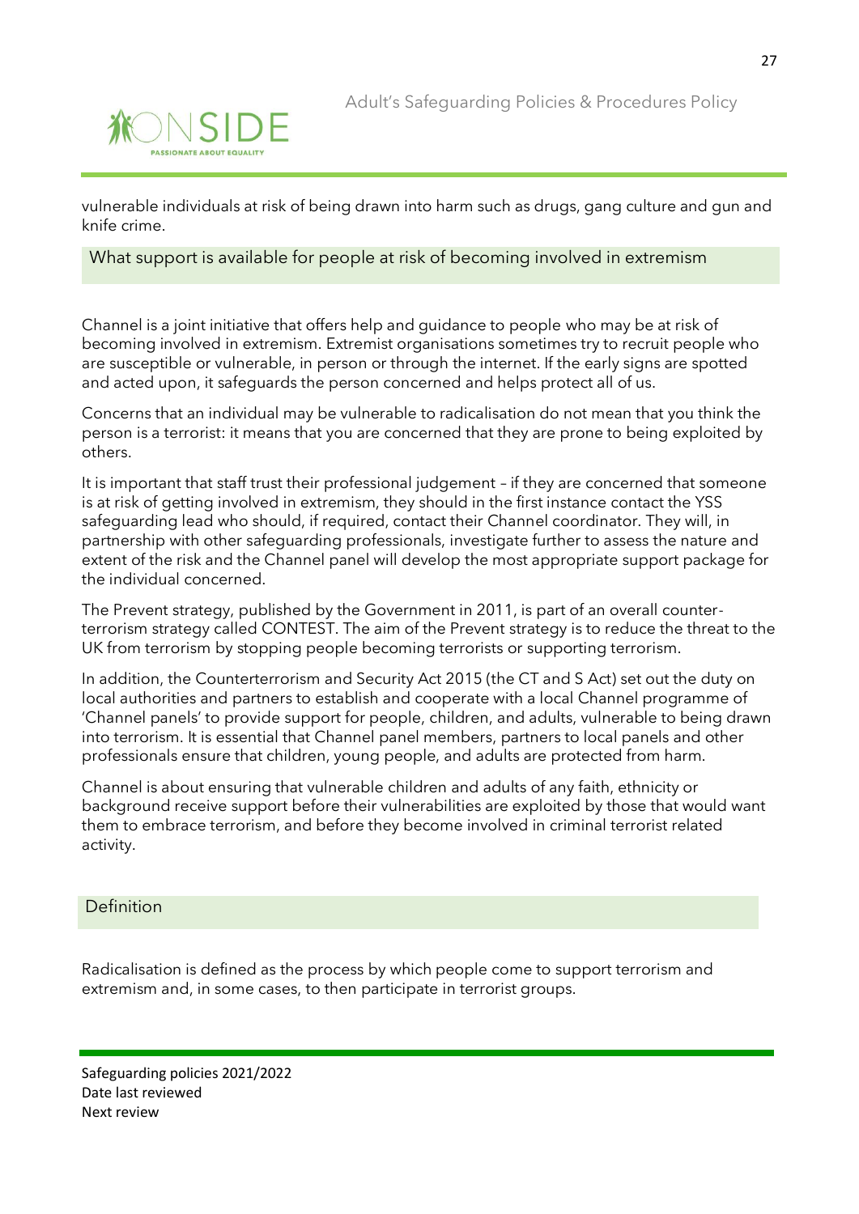vulnerable individuals at risk of being drawn into harm such as drugs, gang culture and gun and knife crime.

## What support is available for people at risk of becoming involved in extremism

Channel is a joint initiative that offers help and guidance to people who may be at risk of becoming involved in extremism. Extremist organisations sometimes try to recruit people who are susceptible or vulnerable, in person or through the internet. If the early signs are spotted and acted upon, it safeguards the person concerned and helps protect all of us.

Concerns that an individual may be vulnerable to radicalisation do not mean that you think the person is a terrorist: it means that you are concerned that they are prone to being exploited by others.

It is important that staff trust their professional judgement – if they are concerned that someone is at risk of getting involved in extremism, they should in the first instance contact the YSS safeguarding lead who should, if required, contact their Channel coordinator. They will, in partnership with other safeguarding professionals, investigate further to assess the nature and extent of the risk and the Channel panel will develop the most appropriate support package for the individual concerned.

The Prevent strategy, published by the Government in 2011, is part of an overall counter-terrorism strategy called CONTEST. The aim of the Prevent strategy is to reduce the threat to the UK from terrorism by stopping people becoming terrorists or supporting terrorism.

In addition, the Counterterrorism and Security Act 2015 (the CT and S Act) set out the duty on local authorities and partners to establish and cooperate with a local Channel programme of 'Channel panels' to provide support for people, children, and adults, vulnerable to being drawn into terrorism. It is essential that Channel panel members, partners to local panels and other professionals ensure that children, young people, and adults are protected from harm.

Channel is about ensuring that vulnerable children and adults of any faith, ethnicity or background receive support before their vulnerabilities are exploited by those that would want them to embrace terrorism, and before they become involved in criminal terrorist related activity.

## Definition

Radicalisation is defined as the process by which people come to support terrorism and extremism and, in some cases, to then participate in terrorist groups.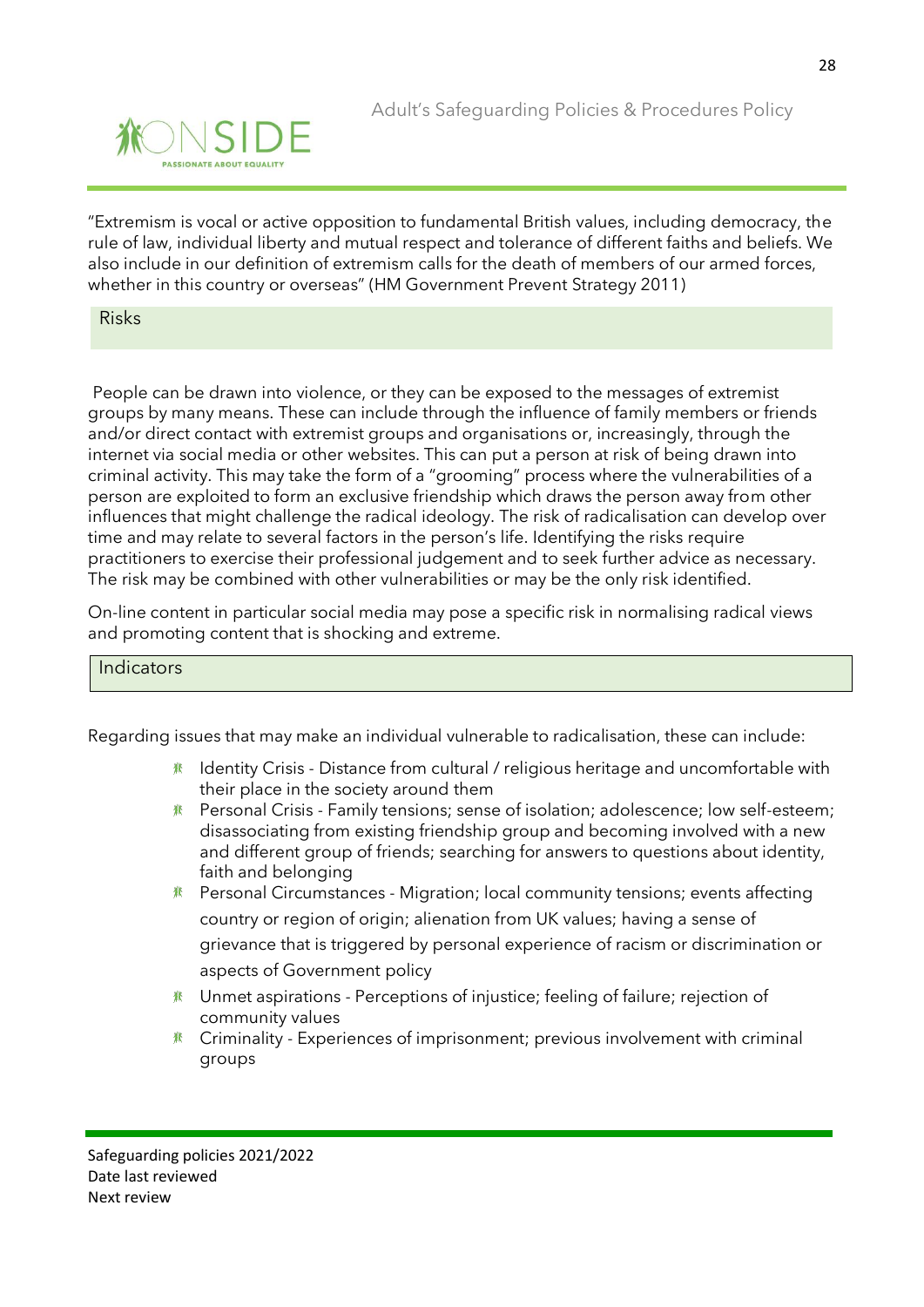"Extremism is vocal or active opposition to fundamental British values, including democracy, the rule of law, individual liberty and mutual respect and tolerance of different faiths and beliefs. We also include in our definition of extremism calls for the death of members of our armed forces, whether in this country or overseas" (HM Government Prevent Strategy 2011)

## Risks

People can be drawn into violence, or they can be exposed to the messages of extremist groups by many means. These can include through the influence of family members or friends and/or direct contact with extremist groups and organisations or, increasingly, through the internet via social media or other websites. This can put a person at risk of being drawn into criminal activity. This may take the form of a "grooming" process where the vulnerabilities of a person are exploited to form an exclusive friendship which draws the person away from other influences that might challenge the radical ideology. The risk of radicalisation can develop over time and may relate to several factors in the person's life. Identifying the risks require practitioners to exercise their professional judgement and to seek further advice as necessary. The risk may be combined with other vulnerabilities or may be the only risk identified.

On-line content in particular social media may pose a specific risk in normalising radical views and promoting content that is shocking and extreme.

## Indicators

Regarding issues that may make an individual vulnerable to radicalisation, these can include:

- Identity Crisis - Distance from cultural / religious heritage and uncomfortable with their place in the society around them
- Personal Crisis - Family tensions; sense of isolation; adolescence; low self-esteem; disassociating from existing friendship group and becoming involved with a new and different group of friends; searching for answers to questions about identity, faith and belonging
- Personal Circumstances - Migration; local community tensions; events affecting country or region of origin; alienation from UK values; having a sense of grievance that is triggered by personal experience of racism or discrimination or aspects of Government policy
- Unmet aspirations - Perceptions of injustice; feeling of failure; rejection of community values
- Criminality - Experiences of imprisonment; previous involvement with criminal groups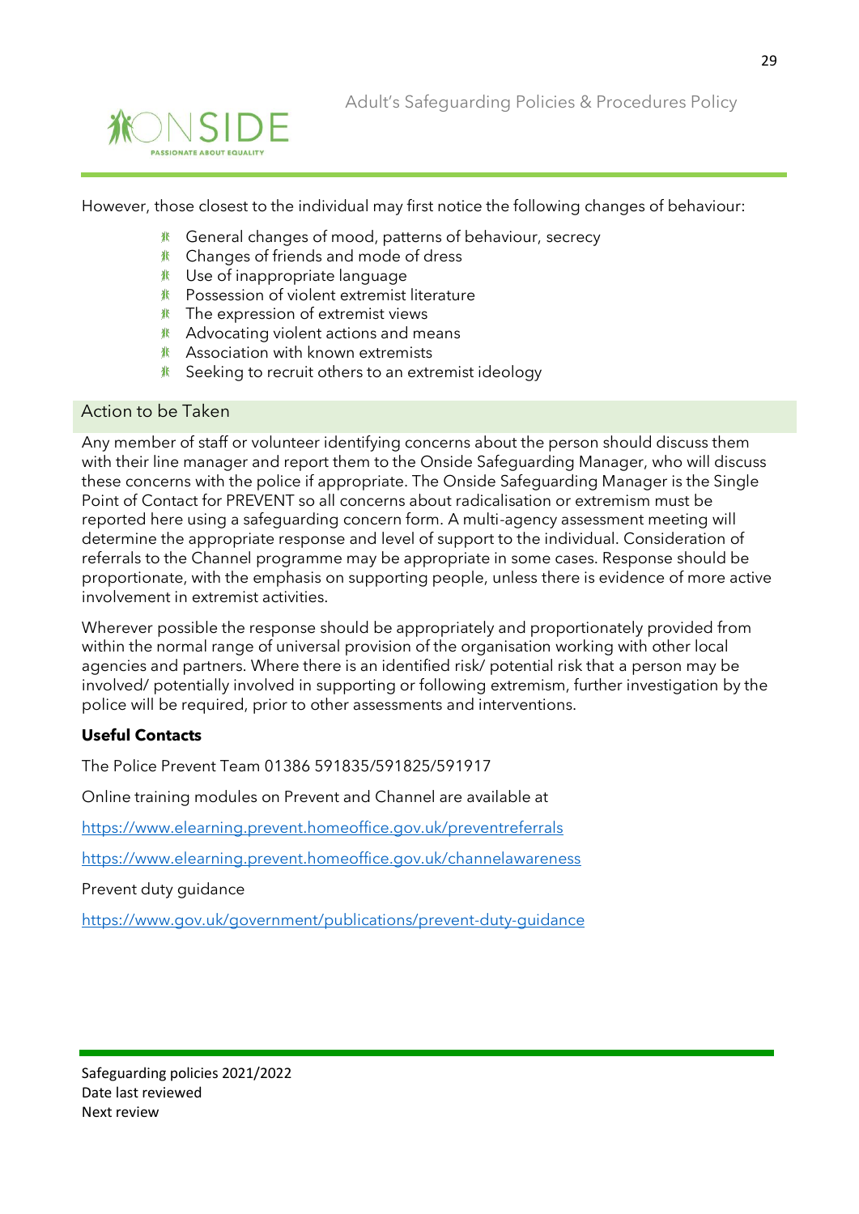However, those closest to the individual may first notice the following changes of behaviour:

- General changes of mood, patterns of behaviour, secrecy
- Changes of friends and mode of dress
- Use of inappropriate language
- Possession of violent extremist literature
- The expression of extremist views
- Advocating violent actions and means
- Association with known extremists
- Seeking to recruit others to an extremist ideology

## Action to be Taken

Any member of staff or volunteer identifying concerns about the person should discuss them with their line manager and report them to the Onside Safeguarding Manager, who will discuss these concerns with the police if appropriate. The Onside Safeguarding Manager is the Single Point of Contact for PREVENT so all concerns about radicalisation or extremism must be reported here using a safeguarding concern form. A multi-agency assessment meeting will determine the appropriate response and level of support to the individual. Consideration of referrals to the Channel programme may be appropriate in some cases. Response should be proportionate, with the emphasis on supporting people, unless there is evidence of more active involvement in extremist activities.

Wherever possible the response should be appropriately and proportionately provided from within the normal range of universal provision of the organisation working with other local agencies and partners. Where there is an identified risk/ potential risk that a person may be involved/ potentially involved in supporting or following extremism, further investigation by the police will be required, prior to other assessments and interventions.

**Useful Contacts**

The Police Prevent Team 01386 591835/591825/591917

Online training modules on Prevent and Channel are available at

https://www.elearning.prevent.homeoffice.gov.uk/preventreferrals

https://www.elearning.prevent.homeoffice.gov.uk/channelawareness

Prevent duty guidance

https://www.gov.uk/government/publications/prevent-duty-guidance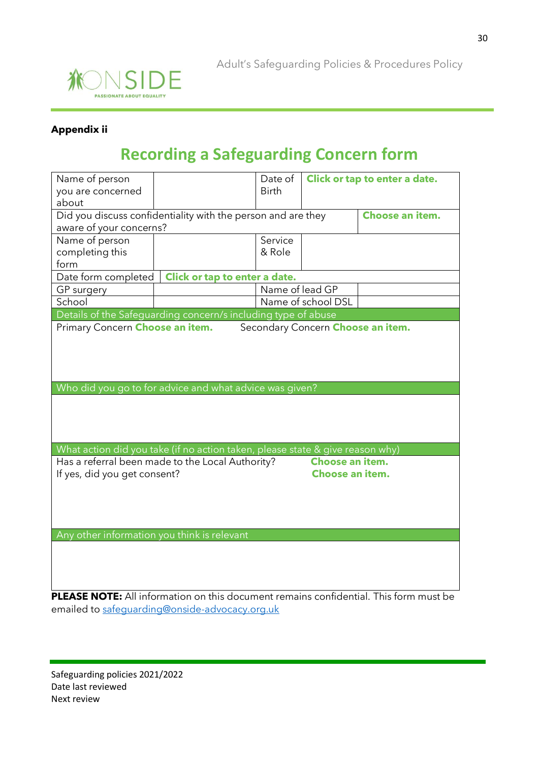**Appendix ii**

## Recording a Safeguarding Concern form

| Name of person you are concerned about | | Date of Birth | Click or tap to enter a date. |
|---|---|---|---|
| Did you discuss confidentiality with the person and are they aware of your concerns? | | | Choose an item. |
| Name of person completing this form | | Service & Role | |
| Date form completed | Click or tap to enter a date. | | |
| GP surgery | | Name of lead GP | |
| School | | Name of school DSL | |

| Details of the Safeguarding concern/s including type of abuse |
|---|
| Primary Concern **Choose an item.** Secondary Concern **Choose an item.** |

| Who did you go to for advice and what advice was given? |
|---|
| |

| What action did you take (if no action taken, please state & give reason why) | |
|---|---|
| Has a referral been made to the Local Authority? | **Choose an item.** |
| If yes, did you get consent? | **Choose an item.** |

| Any other information you think is relevant |
|---|
| |

**PLEASE NOTE:** All information on this document remains confidential. This form must be emailed to safeguarding@onside-advocacy.org.uk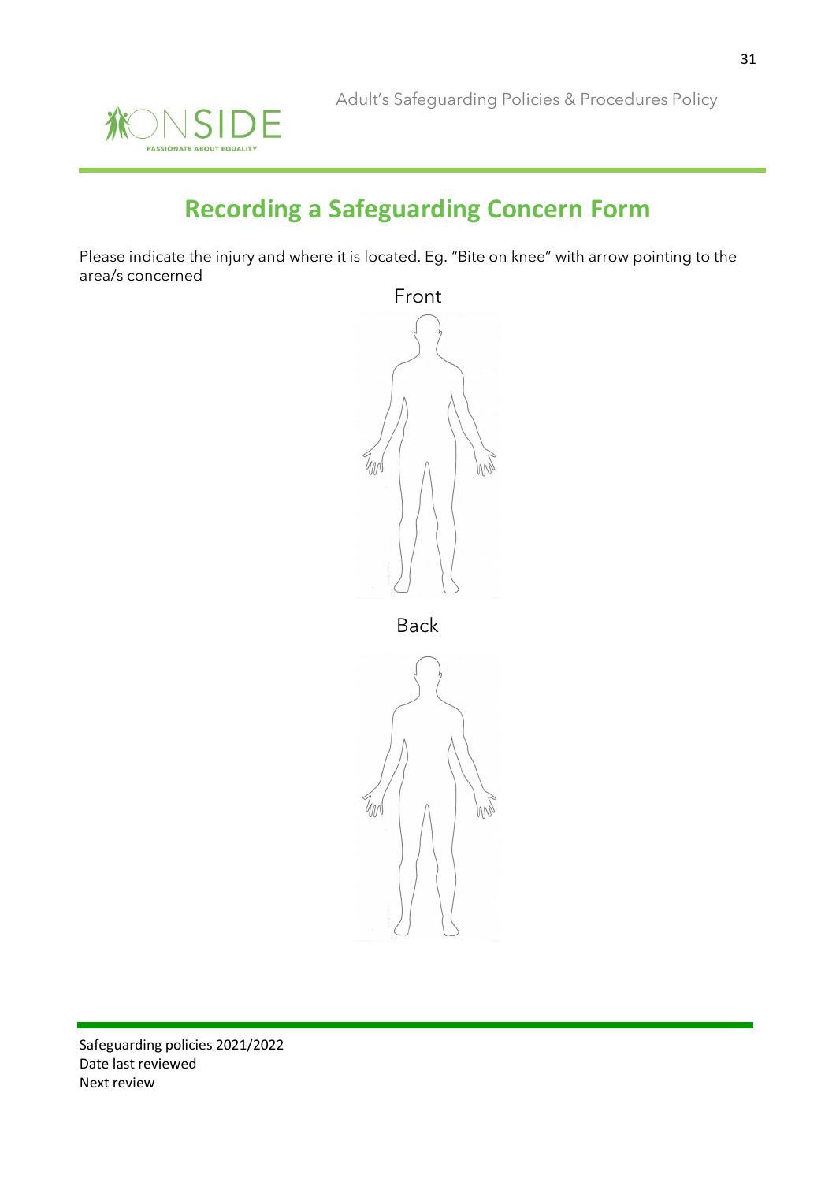# Recording a Safeguarding Concern Form

Please indicate the injury and where it is located. Eg. “Bite on knee” with arrow pointing to the area/s concerned

Front

Back

Safeguarding policies 2021/2022
Date last reviewed
Next review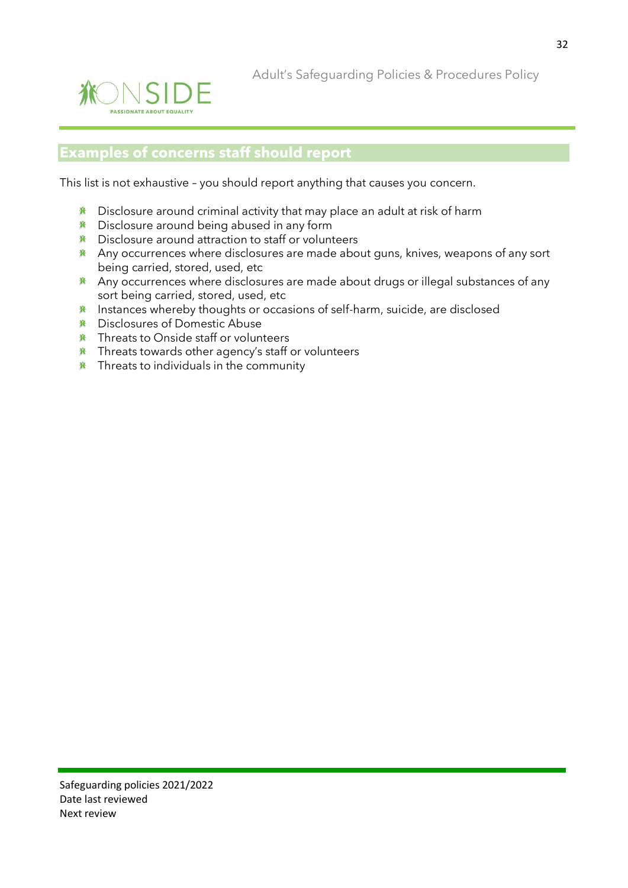## Examples of concerns staff should report

This list is not exhaustive – you should report anything that causes you concern.

- Disclosure around criminal activity that may place an adult at risk of harm
- Disclosure around being abused in any form
- Disclosure around attraction to staff or volunteers
- Any occurrences where disclosures are made about guns, knives, weapons of any sort being carried, stored, used, etc
- Any occurrences where disclosures are made about drugs or illegal substances of any sort being carried, stored, used, etc
- Instances whereby thoughts or occasions of self-harm, suicide, are disclosed
- Disclosures of Domestic Abuse
- Threats to Onside staff or volunteers
- Threats towards other agency's staff or volunteers
- Threats to individuals in the community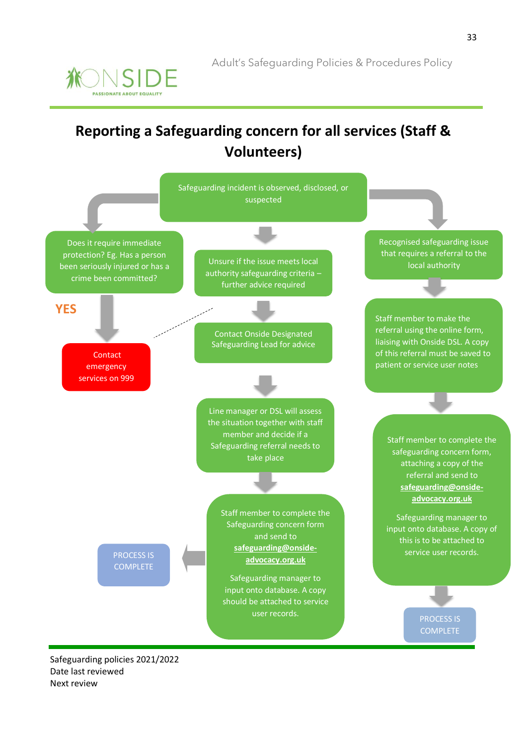# Reporting a Safeguarding concern for all services (Staff & Volunteers)

Safeguarding incident is observed, disclosed, or suspected

Does it require immediate protection? Eg. Has a person been seriously injured or has a crime been committed?

YES

Contact emergency services on 999

Unsure if the issue meets local authority safeguarding criteria – further advice required

Contact Onside Designated Safeguarding Lead for advice

Line manager or DSL will assess the situation together with staff member and decide if a Safeguarding referral needs to take place

Staff member to complete the Safeguarding concern form and send to **safeguarding@onside-advocacy.org.uk**

Safeguarding manager to input onto database. A copy should be attached to service user records.

PROCESS IS COMPLETE

Recognised safeguarding issue that requires a referral to the local authority

Staff member to make the referral using the online form, liaising with Onside DSL. A copy of this referral must be saved to patient or service user notes

Staff member to complete the safeguarding concern form, attaching a copy of the referral and send to **safeguarding@onside-advocacy.org.uk**

Safeguarding manager to input onto database. A copy of this is to be attached to service user records.

PROCESS IS COMPLETE

Safeguarding policies 2021/2022
Date last reviewed
Next review